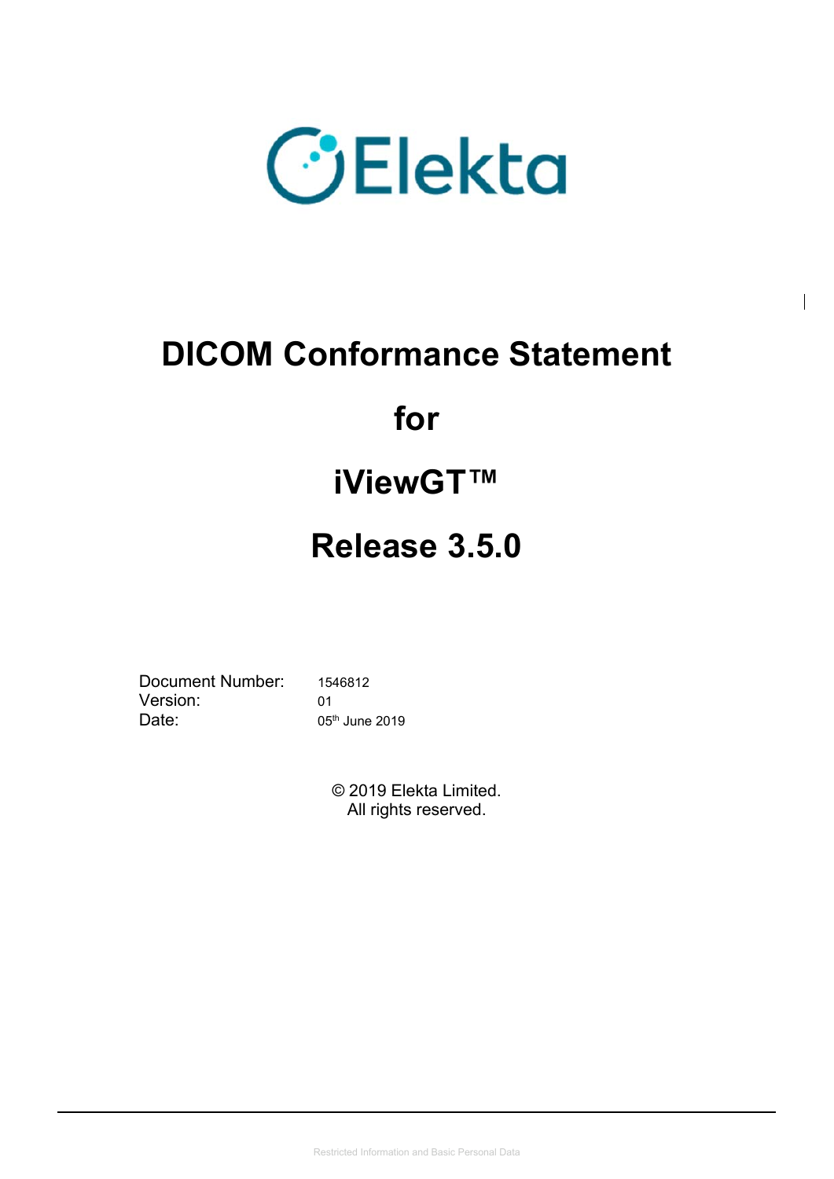Elekta

# DICOM Conformance Statement

# for

# iViewGT™

# Release 3.5.0

| | |
|---|---|
| Document Number: | 1546812 |
| Version: | 01 |
| Date: | 05th June 2019 |

© 2019 Elekta Limited.
All rights reserved.

Restricted Information and Basic Personal Data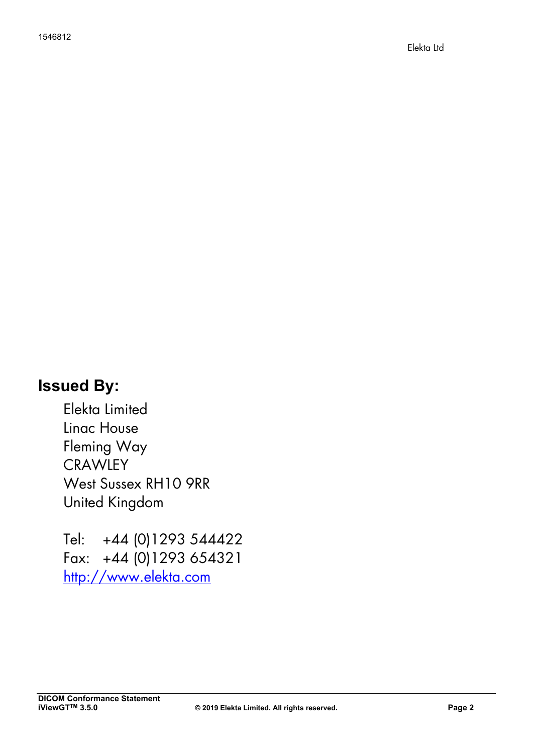## Issued By:

Elekta Limited
Linac House
Fleming Way
CRAWLEY
West Sussex RH10 9RR
United Kingdom

Tel: +44 (0)1293 544422
Fax: +44 (0)1293 654321
http://www.elekta.com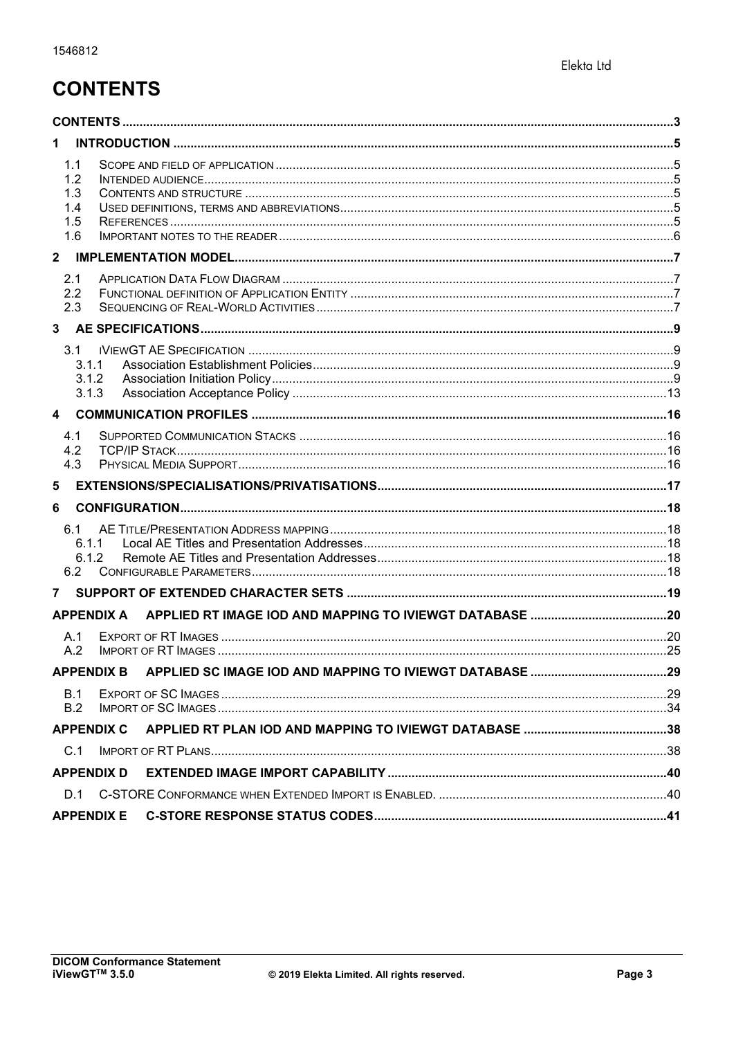# CONTENTS

CONTENTS ........................................................ 3

1 INTRODUCTION ........................................................ 5

- 1.1 Scope and field of application ........................................................ 5
- 1.2 Intended audience ........................................................ 5
- 1.3 Contents and structure ........................................................ 5
- 1.4 Used definitions, terms and abbreviations ........................................................ 5
- 1.5 References ........................................................ 5
- 1.6 Important notes to the reader ........................................................ 6

2 IMPLEMENTATION MODEL ........................................................ 7

- 2.1 Application Data Flow Diagram ........................................................ 7
- 2.2 Functional definition of Application Entity ........................................................ 7
- 2.3 Sequencing of Real-World Activities ........................................................ 7

3 AE SPECIFICATIONS ........................................................ 9

- 3.1 iViewGT AE Specification ........................................................ 9
  - 3.1.1 Association Establishment Policies ........................................................ 9
  - 3.1.2 Association Initiation Policy ........................................................ 9
  - 3.1.3 Association Acceptance Policy ........................................................ 13

4 COMMUNICATION PROFILES ........................................................ 16

- 4.1 Supported Communication Stacks ........................................................ 16
- 4.2 TCP/IP Stack ........................................................ 16
- 4.3 Physical Media Support ........................................................ 16

5 EXTENSIONS/SPECIALISATIONS/PRIVATISATIONS ........................................................ 17

6 CONFIGURATION ........................................................ 18

- 6.1 AE Title/Presentation Address mapping ........................................................ 18
  - 6.1.1 Local AE Titles and Presentation Addresses ........................................................ 18
  - 6.1.2 Remote AE Titles and Presentation Addresses ........................................................ 18
- 6.2 Configurable Parameters ........................................................ 18

7 SUPPORT OF EXTENDED CHARACTER SETS ........................................................ 19

APPENDIX A APPLIED RT IMAGE IOD AND MAPPING TO IVIEWGT DATABASE ........................................................ 20

- A.1 Export of RT Images ........................................................ 20
- A.2 Import of RT Images ........................................................ 25

APPENDIX B APPLIED SC IMAGE IOD AND MAPPING TO IVIEWGT DATABASE ........................................................ 29

- B.1 Export of SC Images ........................................................ 29
- B.2 Import of SC Images ........................................................ 34

APPENDIX C APPLIED RT PLAN IOD AND MAPPING TO IVIEWGT DATABASE ........................................................ 38

- C.1 Import of RT Plans ........................................................ 38

APPENDIX D EXTENDED IMAGE IMPORT CAPABILITY ........................................................ 40

- D.1 C-STORE Conformance when Extended Import is Enabled. ........................................................ 40

APPENDIX E C-STORE RESPONSE STATUS CODES ........................................................ 41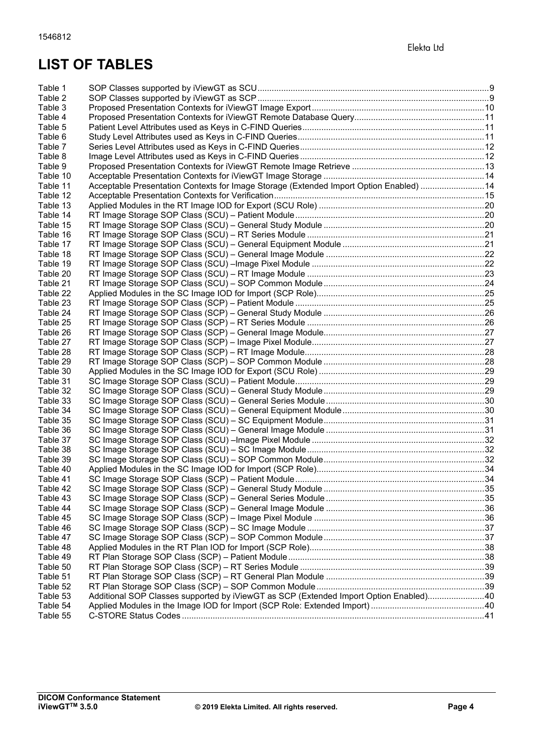# LIST OF TABLES

| | | |
|---|---|---|
| Table 1 | SOP Classes supported by iViewGT as SCU | 9 |
| Table 2 | SOP Classes supported by iViewGT as SCP | 9 |
| Table 3 | Proposed Presentation Contexts for iViewGT Image Export | 10 |
| Table 4 | Proposed Presentation Contexts for iViewGT Remote Database Query | 11 |
| Table 5 | Patient Level Attributes used as Keys in C-FIND Queries | 11 |
| Table 6 | Study Level Attributes used as Keys in C-FIND Queries | 11 |
| Table 7 | Series Level Attributes used as Keys in C-FIND Queries | 12 |
| Table 8 | Image Level Attributes used as Keys in C-FIND Queries | 12 |
| Table 9 | Proposed Presentation Contexts for iViewGT Remote Image Retrieve | 13 |
| Table 10 | Acceptable Presentation Contexts for iViewGT Image Storage | 14 |
| Table 11 | Acceptable Presentation Contexts for Image Storage (Extended Import Option Enabled) | 14 |
| Table 12 | Acceptable Presentation Contexts for Verification | 15 |
| Table 13 | Applied Modules in the RT Image IOD for Export (SCU Role) | 20 |
| Table 14 | RT Image Storage SOP Class (SCU) – Patient Module | 20 |
| Table 15 | RT Image Storage SOP Class (SCU) – General Study Module | 20 |
| Table 16 | RT Image Storage SOP Class (SCU) – RT Series Module | 21 |
| Table 17 | RT Image Storage SOP Class (SCU) – General Equipment Module | 21 |
| Table 18 | RT Image Storage SOP Class (SCU) – General Image Module | 22 |
| Table 19 | RT Image Storage SOP Class (SCU) –Image Pixel Module | 22 |
| Table 20 | RT Image Storage SOP Class (SCU) – RT Image Module | 23 |
| Table 21 | RT Image Storage SOP Class (SCU) – SOP Common Module | 24 |
| Table 22 | Applied Modules in the SC Image IOD for Import (SCP Role) | 25 |
| Table 23 | RT Image Storage SOP Class (SCP) – Patient Module | 25 |
| Table 24 | RT Image Storage SOP Class (SCP) – General Study Module | 26 |
| Table 25 | RT Image Storage SOP Class (SCP) – RT Series Module | 26 |
| Table 26 | RT Image Storage SOP Class (SCP) – General Image Module | 27 |
| Table 27 | RT Image Storage SOP Class (SCP) – Image Pixel Module | 27 |
| Table 28 | RT Image Storage SOP Class (SCP) – RT Image Module | 28 |
| Table 29 | RT Image Storage SOP Class (SCP) – SOP Common Module | 28 |
| Table 30 | Applied Modules in the SC Image IOD for Export (SCU Role) | 29 |
| Table 31 | SC Image Storage SOP Class (SCU) – Patient Module | 29 |
| Table 32 | SC Image Storage SOP Class (SCU) – General Study Module | 29 |
| Table 33 | SC Image Storage SOP Class (SCU) – General Series Module | 30 |
| Table 34 | SC Image Storage SOP Class (SCU) – General Equipment Module | 30 |
| Table 35 | SC Image Storage SOP Class (SCU) – SC Equipment Module | 31 |
| Table 36 | SC Image Storage SOP Class (SCU) – General Image Module | 31 |
| Table 37 | SC Image Storage SOP Class (SCU) –Image Pixel Module | 32 |
| Table 38 | SC Image Storage SOP Class (SCU) – SC Image Module | 32 |
| Table 39 | SC Image Storage SOP Class (SCU) – SOP Common Module | 32 |
| Table 40 | Applied Modules in the SC Image IOD for Import (SCP Role) | 34 |
| Table 41 | SC Image Storage SOP Class (SCP) – Patient Module | 34 |
| Table 42 | SC Image Storage SOP Class (SCP) – General Study Module | 35 |
| Table 43 | SC Image Storage SOP Class (SCP) – General Series Module | 35 |
| Table 44 | SC Image Storage SOP Class (SCP) – General Image Module | 36 |
| Table 45 | SC Image Storage SOP Class (SCP) – Image Pixel Module | 36 |
| Table 46 | SC Image Storage SOP Class (SCP) – SC Image Module | 37 |
| Table 47 | SC Image Storage SOP Class (SCP) – SOP Common Module | 37 |
| Table 48 | Applied Modules in the RT Plan IOD for Import (SCP Role) | 38 |
| Table 49 | RT Plan Storage SOP Class (SCP) – Patient Module | 38 |
| Table 50 | RT Plan Storage SOP Class (SCP) – RT Series Module | 39 |
| Table 51 | RT Plan Storage SOP Class (SCP) – RT General Plan Module | 39 |
| Table 52 | RT Plan Storage SOP Class (SCP) – SOP Common Module | 39 |
| Table 53 | Additional SOP Classes supported by iViewGT as SCP (Extended Import Enabled) | 40 |
| Table 54 | Applied Modules in the Image IOD for Import (SCP Role: Extended Import) | 40 |
| Table 55 | C-STORE Status Codes | 41 |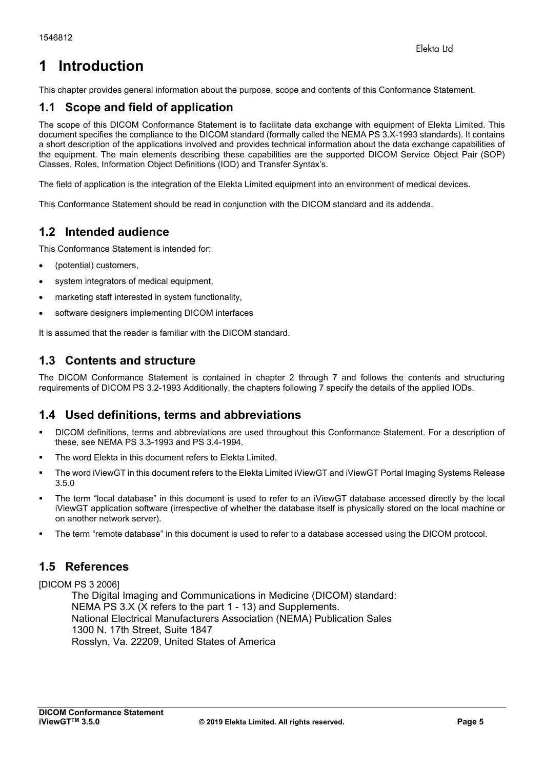# 1 Introduction

This chapter provides general information about the purpose, scope and contents of this Conformance Statement.

## 1.1 Scope and field of application

The scope of this DICOM Conformance Statement is to facilitate data exchange with equipment of Elekta Limited. This document specifies the compliance to the DICOM standard (formally called the NEMA PS 3.X-1993 standards). It contains a short description of the applications involved and provides technical information about the data exchange capabilities of the equipment. The main elements describing these capabilities are the supported DICOM Service Object Pair (SOP) Classes, Roles, Information Object Definitions (IOD) and Transfer Syntax's.

The field of application is the integration of the Elekta Limited equipment into an environment of medical devices.

This Conformance Statement should be read in conjunction with the DICOM standard and its addenda.

## 1.2 Intended audience

This Conformance Statement is intended for:

- (potential) customers,
- system integrators of medical equipment,
- marketing staff interested in system functionality,
- software designers implementing DICOM interfaces

It is assumed that the reader is familiar with the DICOM standard.

## 1.3 Contents and structure

The DICOM Conformance Statement is contained in chapter 2 through 7 and follows the contents and structuring requirements of DICOM PS 3.2-1993 Additionally, the chapters following 7 specify the details of the applied IODs.

## 1.4 Used definitions, terms and abbreviations

- DICOM definitions, terms and abbreviations are used throughout this Conformance Statement. For a description of these, see NEMA PS 3.3-1993 and PS 3.4-1994.
- The word Elekta in this document refers to Elekta Limited.
- The word iViewGT in this document refers to the Elekta Limited iViewGT and iViewGT Portal Imaging Systems Release 3.5.0
- The term "local database" in this document is used to refer to an iViewGT database accessed directly by the local iViewGT application software (irrespective of whether the database itself is physically stored on the local machine or on another network server).
- The term "remote database" in this document is used to refer to a database accessed using the DICOM protocol.

## 1.5 References

[DICOM PS 3 2006]

The Digital Imaging and Communications in Medicine (DICOM) standard:
NEMA PS 3.X (X refers to the part 1 - 13) and Supplements.
National Electrical Manufacturers Association (NEMA) Publication Sales
1300 N. 17th Street, Suite 1847
Rosslyn, Va. 22209, United States of America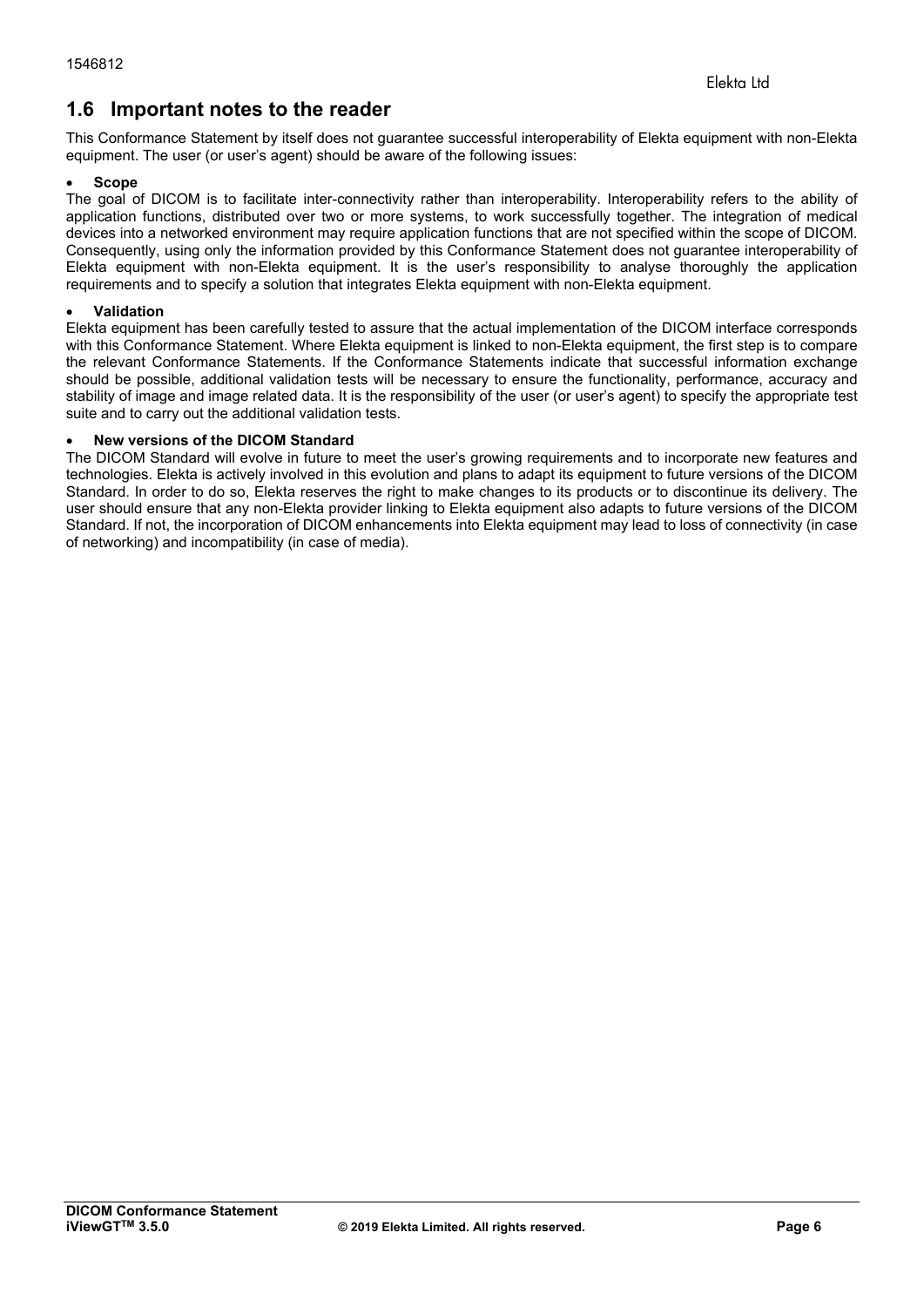## 1.6 Important notes to the reader

This Conformance Statement by itself does not guarantee successful interoperability of Elekta equipment with non-Elekta equipment. The user (or user's agent) should be aware of the following issues:

- **Scope**

The goal of DICOM is to facilitate inter-connectivity rather than interoperability. Interoperability refers to the ability of application functions, distributed over two or more systems, to work successfully together. The integration of medical devices into a networked environment may require application functions that are not specified within the scope of DICOM. Consequently, using only the information provided by this Conformance Statement does not guarantee interoperability of Elekta equipment with non-Elekta equipment. It is the user's responsibility to analyse thoroughly the application requirements and to specify a solution that integrates Elekta equipment with non-Elekta equipment.

- **Validation**

Elekta equipment has been carefully tested to assure that the actual implementation of the DICOM interface corresponds with this Conformance Statement. Where Elekta equipment is linked to non-Elekta equipment, the first step is to compare the relevant Conformance Statements. If the Conformance Statements indicate that successful information exchange should be possible, additional validation tests will be necessary to ensure the functionality, performance, accuracy and stability of image and image related data. It is the responsibility of the user (or user's agent) to specify the appropriate test suite and to carry out the additional validation tests.

- **New versions of the DICOM Standard**

The DICOM Standard will evolve in future to meet the user's growing requirements and to incorporate new features and technologies. Elekta is actively involved in this evolution and plans to adapt its equipment to future versions of the DICOM Standard. In order to do so, Elekta reserves the right to make changes to its products or to discontinue its delivery. The user should ensure that any non-Elekta provider linking to Elekta equipment also adapts to future versions of the DICOM Standard. If not, the incorporation of DICOM enhancements into Elekta equipment may lead to loss of connectivity (in case of networking) and incompatibility (in case of media).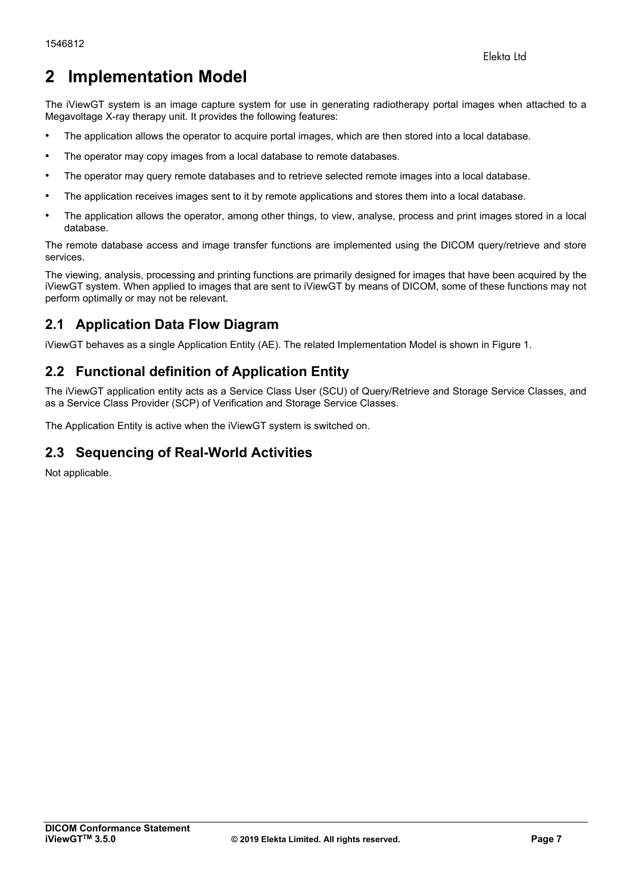# 2 Implementation Model

The iViewGT system is an image capture system for use in generating radiotherapy portal images when attached to a Megavoltage X-ray therapy unit. It provides the following features:

- The application allows the operator to acquire portal images, which are then stored into a local database.
- The operator may copy images from a local database to remote databases.
- The operator may query remote databases and to retrieve selected remote images into a local database.
- The application receives images sent to it by remote applications and stores them into a local database.
- The application allows the operator, among other things, to view, analyse, process and print images stored in a local database.

The remote database access and image transfer functions are implemented using the DICOM query/retrieve and store services.

The viewing, analysis, processing and printing functions are primarily designed for images that have been acquired by the iViewGT system. When applied to images that are sent to iViewGT by means of DICOM, some of these functions may not perform optimally or may not be relevant.

## 2.1 Application Data Flow Diagram

iViewGT behaves as a single Application Entity (AE). The related Implementation Model is shown in Figure 1.

## 2.2 Functional definition of Application Entity

The iViewGT application entity acts as a Service Class User (SCU) of Query/Retrieve and Storage Service Classes, and as a Service Class Provider (SCP) of Verification and Storage Service Classes.

The Application Entity is active when the iViewGT system is switched on.

## 2.3 Sequencing of Real-World Activities

Not applicable.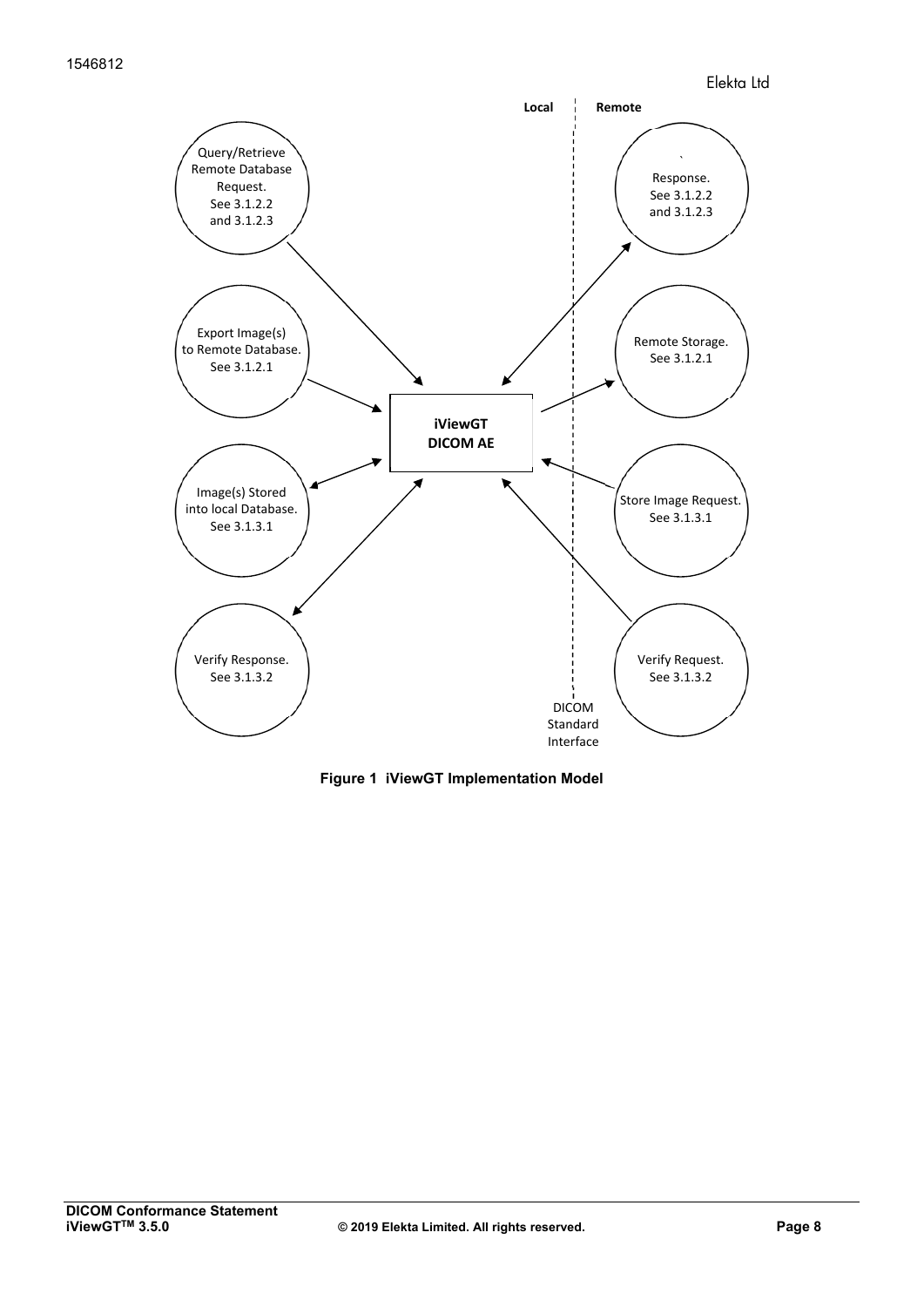Local

Remote

Query/Retrieve Remote Database Request. See 3.1.2.2 and 3.1.2.3

Export Image(s) to Remote Database. See 3.1.2.1

Image(s) Stored into local Database. See 3.1.3.1

Verify Response. See 3.1.3.2

iViewGT DICOM AE

Response. See 3.1.2.2 and 3.1.2.3

Remote Storage. See 3.1.2.1

Store Image Request. See 3.1.3.1

Verify Request. See 3.1.3.2

DICOM Standard Interface

**Figure 1 iViewGT Implementation Model**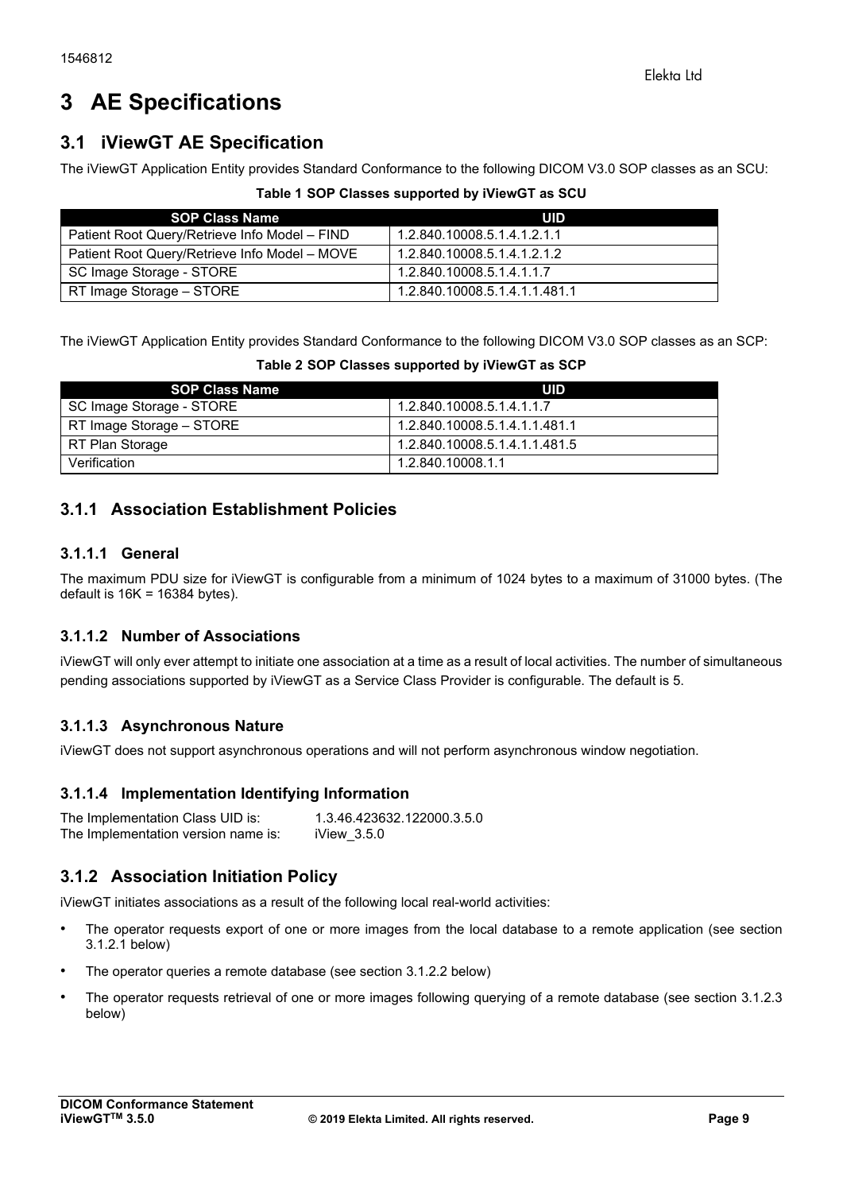# 3 AE Specifications

## 3.1 iViewGT AE Specification

The iViewGT Application Entity provides Standard Conformance to the following DICOM V3.0 SOP classes as an SCU:

**Table 1 SOP Classes supported by iViewGT as SCU**

| SOP Class Name | UID |
|---|---|
| Patient Root Query/Retrieve Info Model – FIND | 1.2.840.10008.5.1.4.1.2.1.1 |
| Patient Root Query/Retrieve Info Model – MOVE | 1.2.840.10008.5.1.4.1.2.1.2 |
| SC Image Storage - STORE | 1.2.840.10008.5.1.4.1.1.7 |
| RT Image Storage – STORE | 1.2.840.10008.5.1.4.1.1.481.1 |

The iViewGT Application Entity provides Standard Conformance to the following DICOM V3.0 SOP classes as an SCP:

**Table 2 SOP Classes supported by iViewGT as SCP**

| SOP Class Name | UID |
|---|---|
| SC Image Storage - STORE | 1.2.840.10008.5.1.4.1.1.7 |
| RT Image Storage – STORE | 1.2.840.10008.5.1.4.1.1.481.1 |
| RT Plan Storage | 1.2.840.10008.5.1.4.1.1.481.5 |
| Verification | 1.2.840.10008.1.1 |

### 3.1.1 Association Establishment Policies

#### 3.1.1.1 General

The maximum PDU size for iViewGT is configurable from a minimum of 1024 bytes to a maximum of 31000 bytes. (The default is 16K = 16384 bytes).

#### 3.1.1.2 Number of Associations

iViewGT will only ever attempt to initiate one association at a time as a result of local activities. The number of simultaneous pending associations supported by iViewGT as a Service Class Provider is configurable. The default is 5.

#### 3.1.1.3 Asynchronous Nature

iViewGT does not support asynchronous operations and will not perform asynchronous window negotiation.

#### 3.1.1.4 Implementation Identifying Information

The Implementation Class UID is: 1.3.46.423632.122000.3.5.0
The Implementation version name is: iView_3.5.0

### 3.1.2 Association Initiation Policy

iViewGT initiates associations as a result of the following local real-world activities:

- The operator requests export of one or more images from the local database to a remote application (see section 3.1.2.1 below)
- The operator queries a remote database (see section 3.1.2.2 below)
- The operator requests retrieval of one or more images following querying of a remote database (see section 3.1.2.3 below)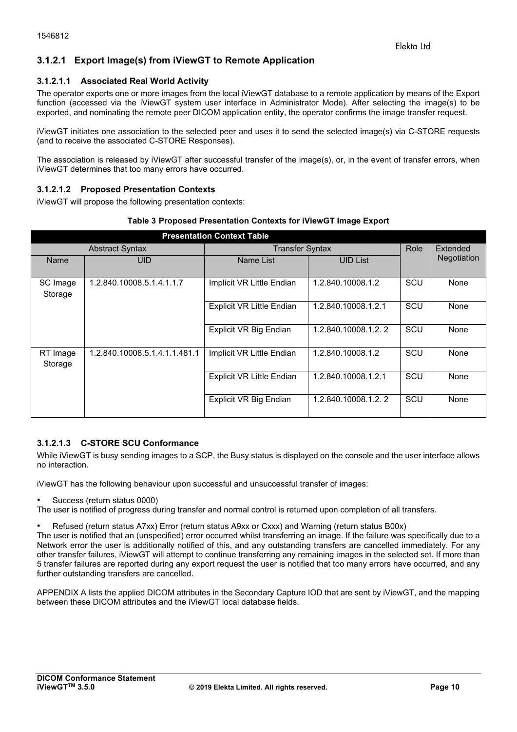### 3.1.2.1 Export Image(s) from iViewGT to Remote Application

#### 3.1.2.1.1 Associated Real World Activity

The operator exports one or more images from the local iViewGT database to a remote application by means of the Export function (accessed via the iViewGT system user interface in Administrator Mode). After selecting the image(s) to be exported, and nominating the remote peer DICOM application entity, the operator confirms the image transfer request.

iViewGT initiates one association to the selected peer and uses it to send the selected image(s) via C-STORE requests (and to receive the associated C-STORE Responses).

The association is released by iViewGT after successful transfer of the image(s), or, in the event of transfer errors, when iViewGT determines that too many errors have occurred.

#### 3.1.2.1.2 Proposed Presentation Contexts

iViewGT will propose the following presentation contexts:

**Table 3 Proposed Presentation Contexts for iViewGT Image Export**

| Presentation Context Table | | | | | |
|---|---|---|---|---|---|
| Abstract Syntax | | Transfer Syntax | | Role | Extended Negotiation |
| Name | UID | Name List | UID List | | |
| SC Image Storage | 1.2.840.10008.5.1.4.1.1.7 | Implicit VR Little Endian | 1.2.840.10008.1.2 | SCU | None |
| | | Explicit VR Little Endian | 1.2.840.10008.1.2.1 | SCU | None |
| | | Explicit VR Big Endian | 1.2.840.10008.1.2. 2 | SCU | None |
| RT Image Storage | 1.2.840.10008.5.1.4.1.1.481.1 | Implicit VR Little Endian | 1.2.840.10008.1.2 | SCU | None |
| | | Explicit VR Little Endian | 1.2.840.10008.1.2.1 | SCU | None |
| | | Explicit VR Big Endian | 1.2.840.10008.1.2. 2 | SCU | None |

#### 3.1.2.1.3 C-STORE SCU Conformance

While iViewGT is busy sending images to a SCP, the Busy status is displayed on the console and the user interface allows no interaction.

iViewGT has the following behaviour upon successful and unsuccessful transfer of images:

- Success (return status 0000)

The user is notified of progress during transfer and normal control is returned upon completion of all transfers.

- Refused (return status A7xx) Error (return status A9xx or Cxxx) and Warning (return status B00x)

The user is notified that an (unspecified) error occurred whilst transferring an image. If the failure was specifically due to a Network error the user is additionally notified of this, and any outstanding transfers are cancelled immediately. For any other transfer failures, iViewGT will attempt to continue transferring any remaining images in the selected set. If more than 5 transfer failures are reported during any export request the user is notified that too many errors have occurred, and any further outstanding transfers are cancelled.

APPENDIX A lists the applied DICOM attributes in the Secondary Capture IOD that are sent by iViewGT, and the mapping between these DICOM attributes and the iViewGT local database fields.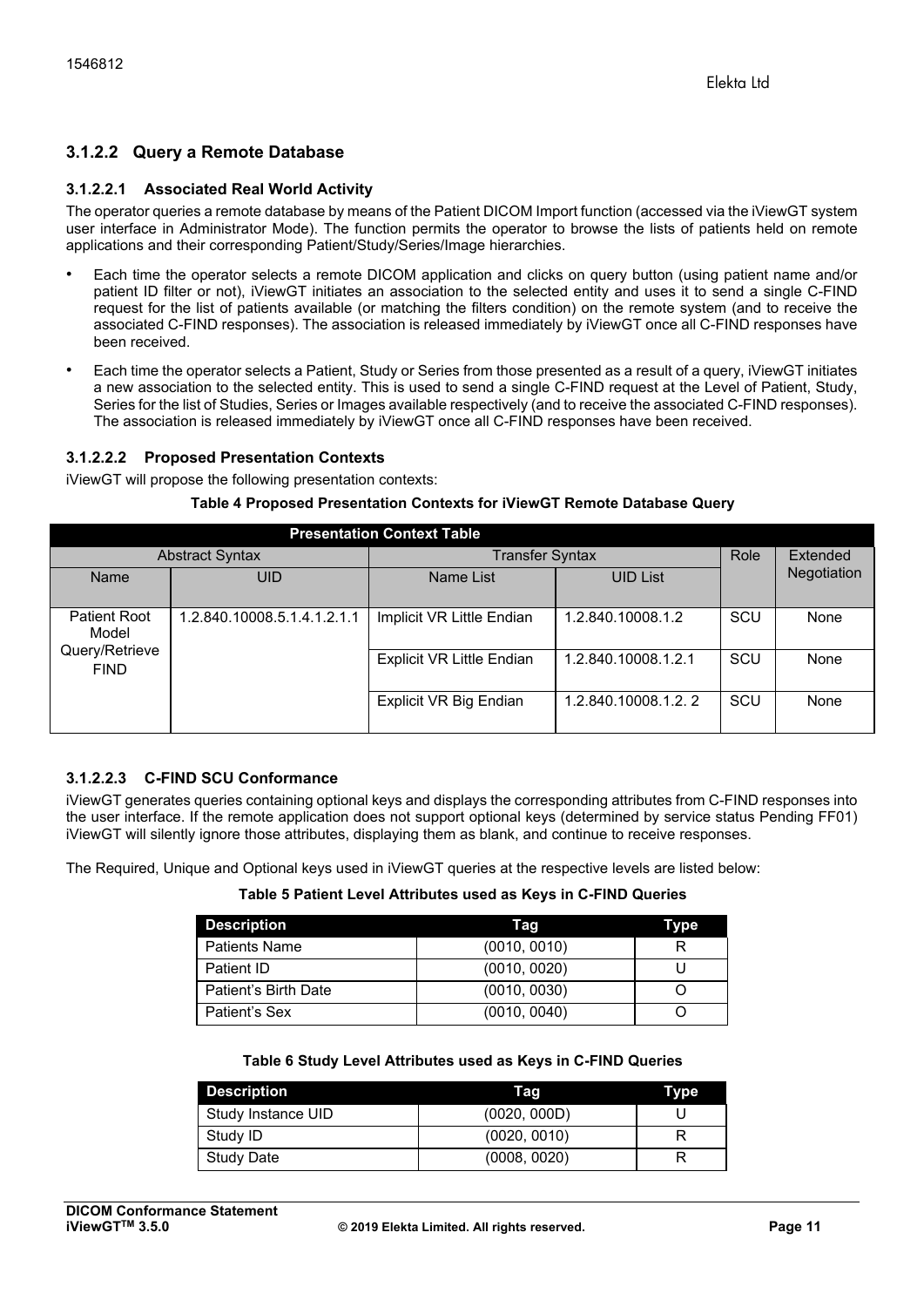### 3.1.2.2 Query a Remote Database

#### 3.1.2.2.1 Associated Real World Activity

The operator queries a remote database by means of the Patient DICOM Import function (accessed via the iViewGT system user interface in Administrator Mode). The function permits the operator to browse the lists of patients held on remote applications and their corresponding Patient/Study/Series/Image hierarchies.

- Each time the operator selects a remote DICOM application and clicks on query button (using patient name and/or patient ID filter or not), iViewGT initiates an association to the selected entity and uses it to send a single C-FIND request for the list of patients available (or matching the filters condition) on the remote system (and to receive the associated C-FIND responses). The association is released immediately by iViewGT once all C-FIND responses have been received.
- Each time the operator selects a Patient, Study or Series from those presented as a result of a query, iViewGT initiates a new association to the selected entity. This is used to send a single C-FIND request at the Level of Patient, Study, Series for the list of Studies, Series or Images available respectively (and to receive the associated C-FIND responses). The association is released immediately by iViewGT once all C-FIND responses have been received.

#### 3.1.2.2.2 Proposed Presentation Contexts

iViewGT will propose the following presentation contexts:

**Table 4 Proposed Presentation Contexts for iViewGT Remote Database Query**

| Presentation Context Table | | | | | |
|---|---|---|---|---|---|
| Abstract Syntax | | Transfer Syntax | | Role | Extended Negotiation |
| Name | UID | Name List | UID List | | |
| Patient Root Model Query/Retrieve FIND | 1.2.840.10008.5.1.4.1.2.1.1 | Implicit VR Little Endian | 1.2.840.10008.1.2 | SCU | None |
| | | Explicit VR Little Endian | 1.2.840.10008.1.2.1 | SCU | None |
| | | Explicit VR Big Endian | 1.2.840.10008.1.2. 2 | SCU | None |

#### 3.1.2.2.3 C-FIND SCU Conformance

iViewGT generates queries containing optional keys and displays the corresponding attributes from C-FIND responses into the user interface. If the remote application does not support optional keys (determined by service status Pending FF01) iViewGT will silently ignore those attributes, displaying them as blank, and continue to receive responses.

The Required, Unique and Optional keys used in iViewGT queries at the respective levels are listed below:

**Table 5 Patient Level Attributes used as Keys in C-FIND Queries**

| Description | Tag | Type |
|---|---|---|
| Patients Name | (0010, 0010) | R |
| Patient ID | (0010, 0020) | U |
| Patient's Birth Date | (0010, 0030) | O |
| Patient's Sex | (0010, 0040) | O |

**Table 6 Study Level Attributes used as Keys in C-FIND Queries**

| Description | Tag | Type |
|---|---|---|
| Study Instance UID | (0020, 000D) | U |
| Study ID | (0020, 0010) | R |
| Study Date | (0008, 0020) | R |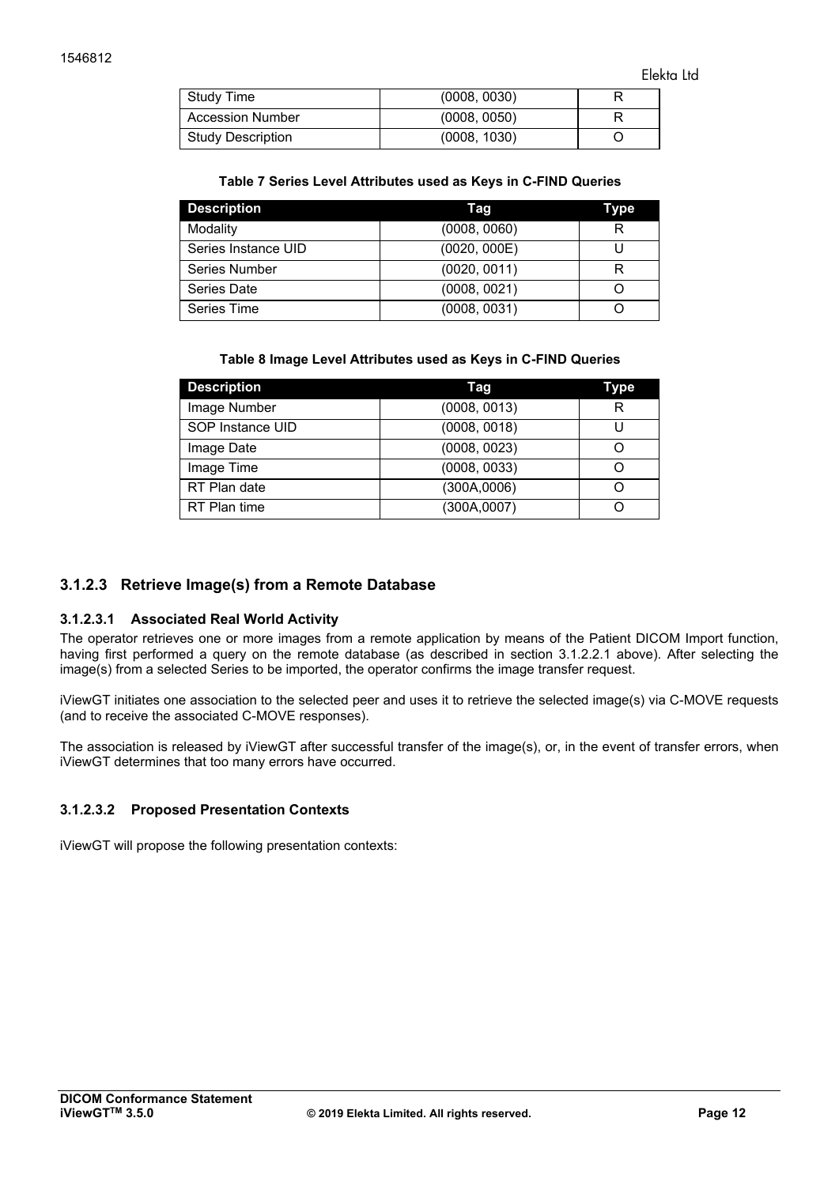| | | |
|---|---|---|
| Study Time | (0008, 0030) | R |
| Accession Number | (0008, 0050) | R |
| Study Description | (0008, 1030) | O |

**Table 7 Series Level Attributes used as Keys in C-FIND Queries**

| Description | Tag | Type |
|---|---|---|
| Modality | (0008, 0060) | R |
| Series Instance UID | (0020, 000E) | U |
| Series Number | (0020, 0011) | R |
| Series Date | (0008, 0021) | O |
| Series Time | (0008, 0031) | O |

**Table 8 Image Level Attributes used as Keys in C-FIND Queries**

| Description | Tag | Type |
|---|---|---|
| Image Number | (0008, 0013) | R |
| SOP Instance UID | (0008, 0018) | U |
| Image Date | (0008, 0023) | O |
| Image Time | (0008, 0033) | O |
| RT Plan date | (300A,0006) | O |
| RT Plan time | (300A,0007) | O |

### 3.1.2.3 Retrieve Image(s) from a Remote Database

#### 3.1.2.3.1 Associated Real World Activity

The operator retrieves one or more images from a remote application by means of the Patient DICOM Import function, having first performed a query on the remote database (as described in section 3.1.2.2.1 above). After selecting the image(s) from a selected Series to be imported, the operator confirms the image transfer request.

iViewGT initiates one association to the selected peer and uses it to retrieve the selected image(s) via C-MOVE requests (and to receive the associated C-MOVE responses).

The association is released by iViewGT after successful transfer of the image(s), or, in the event of transfer errors, when iViewGT determines that too many errors have occurred.

#### 3.1.2.3.2 Proposed Presentation Contexts

iViewGT will propose the following presentation contexts: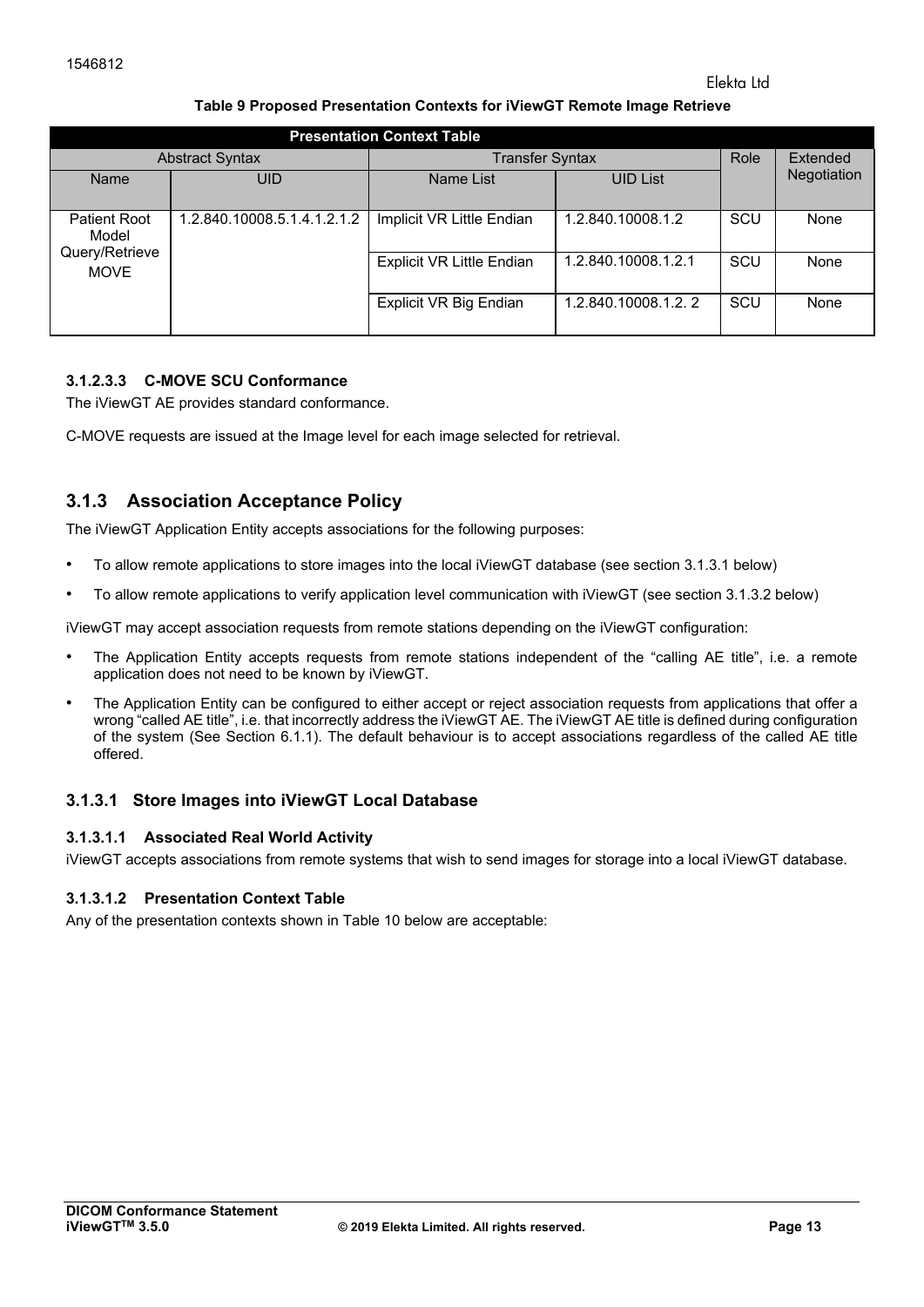**Table 9 Proposed Presentation Contexts for iViewGT Remote Image Retrieve**

| Presentation Context Table | | | | | |
|---|---|---|---|---|---|
| Abstract Syntax | | Transfer Syntax | | Role | Extended Negotiation |
| Name | UID | Name List | UID List | | |
| Patient Root Model Query/Retrieve MOVE | 1.2.840.10008.5.1.4.1.2.1.2 | Implicit VR Little Endian | 1.2.840.10008.1.2 | SCU | None |
| | | Explicit VR Little Endian | 1.2.840.10008.1.2.1 | SCU | None |
| | | Explicit VR Big Endian | 1.2.840.10008.1.2. 2 | SCU | None |

#### 3.1.2.3.3 C-MOVE SCU Conformance

The iViewGT AE provides standard conformance.

C-MOVE requests are issued at the Image level for each image selected for retrieval.

## 3.1.3 Association Acceptance Policy

The iViewGT Application Entity accepts associations for the following purposes:

- To allow remote applications to store images into the local iViewGT database (see section 3.1.3.1 below)
- To allow remote applications to verify application level communication with iViewGT (see section 3.1.3.2 below)

iViewGT may accept association requests from remote stations depending on the iViewGT configuration:

- The Application Entity accepts requests from remote stations independent of the “calling AE title”, i.e. a remote application does not need to be known by iViewGT.
- The Application Entity can be configured to either accept or reject association requests from applications that offer a wrong “called AE title”, i.e. that incorrectly address the iViewGT AE. The iViewGT AE title is defined during configuration of the system (See Section 6.1.1). The default behaviour is to accept associations regardless of the called AE title offered.

### 3.1.3.1 Store Images into iViewGT Local Database

#### 3.1.3.1.1 Associated Real World Activity

iViewGT accepts associations from remote systems that wish to send images for storage into a local iViewGT database.

#### 3.1.3.1.2 Presentation Context Table

Any of the presentation contexts shown in Table 10 below are acceptable: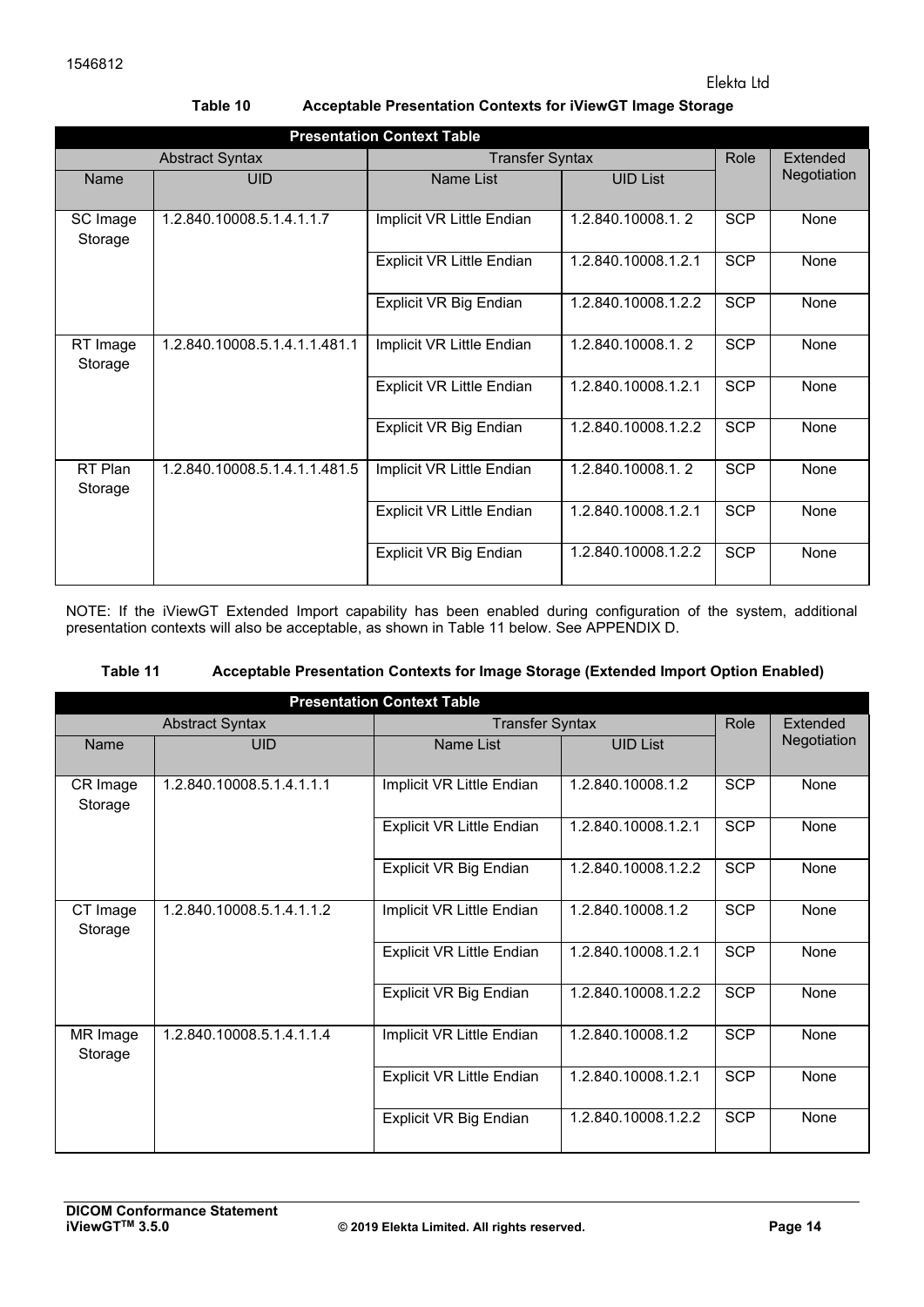**Table 10 Acceptable Presentation Contexts for iViewGT Image Storage**

| Presentation Context Table | | | | | |
|---|---|---|---|---|---|
| Abstract Syntax | | Transfer Syntax | | Role | Extended Negotiation |
| Name | UID | Name List | UID List | | |
| SC Image Storage | 1.2.840.10008.5.1.4.1.1.7 | Implicit VR Little Endian | 1.2.840.10008.1. 2 | SCP | None |
| | | Explicit VR Little Endian | 1.2.840.10008.1.2.1 | SCP | None |
| | | Explicit VR Big Endian | 1.2.840.10008.1.2.2 | SCP | None |
| RT Image Storage | 1.2.840.10008.5.1.4.1.1.481.1 | Implicit VR Little Endian | 1.2.840.10008.1. 2 | SCP | None |
| | | Explicit VR Little Endian | 1.2.840.10008.1.2.1 | SCP | None |
| | | Explicit VR Big Endian | 1.2.840.10008.1.2.2 | SCP | None |
| RT Plan Storage | 1.2.840.10008.5.1.4.1.1.481.5 | Implicit VR Little Endian | 1.2.840.10008.1. 2 | SCP | None |
| | | Explicit VR Little Endian | 1.2.840.10008.1.2.1 | SCP | None |
| | | Explicit VR Big Endian | 1.2.840.10008.1.2.2 | SCP | None |

NOTE: If the iViewGT Extended Import capability has been enabled during configuration of the system, additional presentation contexts will also be acceptable, as shown in Table 11 below. See APPENDIX D.

**Table 11 Acceptable Presentation Contexts for Image Storage (Extended Import Option Enabled)**

| Presentation Context Table | | | | | |
|---|---|---|---|---|---|
| Abstract Syntax | | Transfer Syntax | | Role | Extended Negotiation |
| Name | UID | Name List | UID List | | |
| CR Image Storage | 1.2.840.10008.5.1.4.1.1.1 | Implicit VR Little Endian | 1.2.840.10008.1.2 | SCP | None |
| | | Explicit VR Little Endian | 1.2.840.10008.1.2.1 | SCP | None |
| | | Explicit VR Big Endian | 1.2.840.10008.1.2.2 | SCP | None |
| CT Image Storage | 1.2.840.10008.5.1.4.1.1.2 | Implicit VR Little Endian | 1.2.840.10008.1.2 | SCP | None |
| | | Explicit VR Little Endian | 1.2.840.10008.1.2.1 | SCP | None |
| | | Explicit VR Big Endian | 1.2.840.10008.1.2.2 | SCP | None |
| MR Image Storage | 1.2.840.10008.5.1.4.1.1.4 | Implicit VR Little Endian | 1.2.840.10008.1.2 | SCP | None |
| | | Explicit VR Little Endian | 1.2.840.10008.1.2.1 | SCP | None |
| | | Explicit VR Big Endian | 1.2.840.10008.1.2.2 | SCP | None |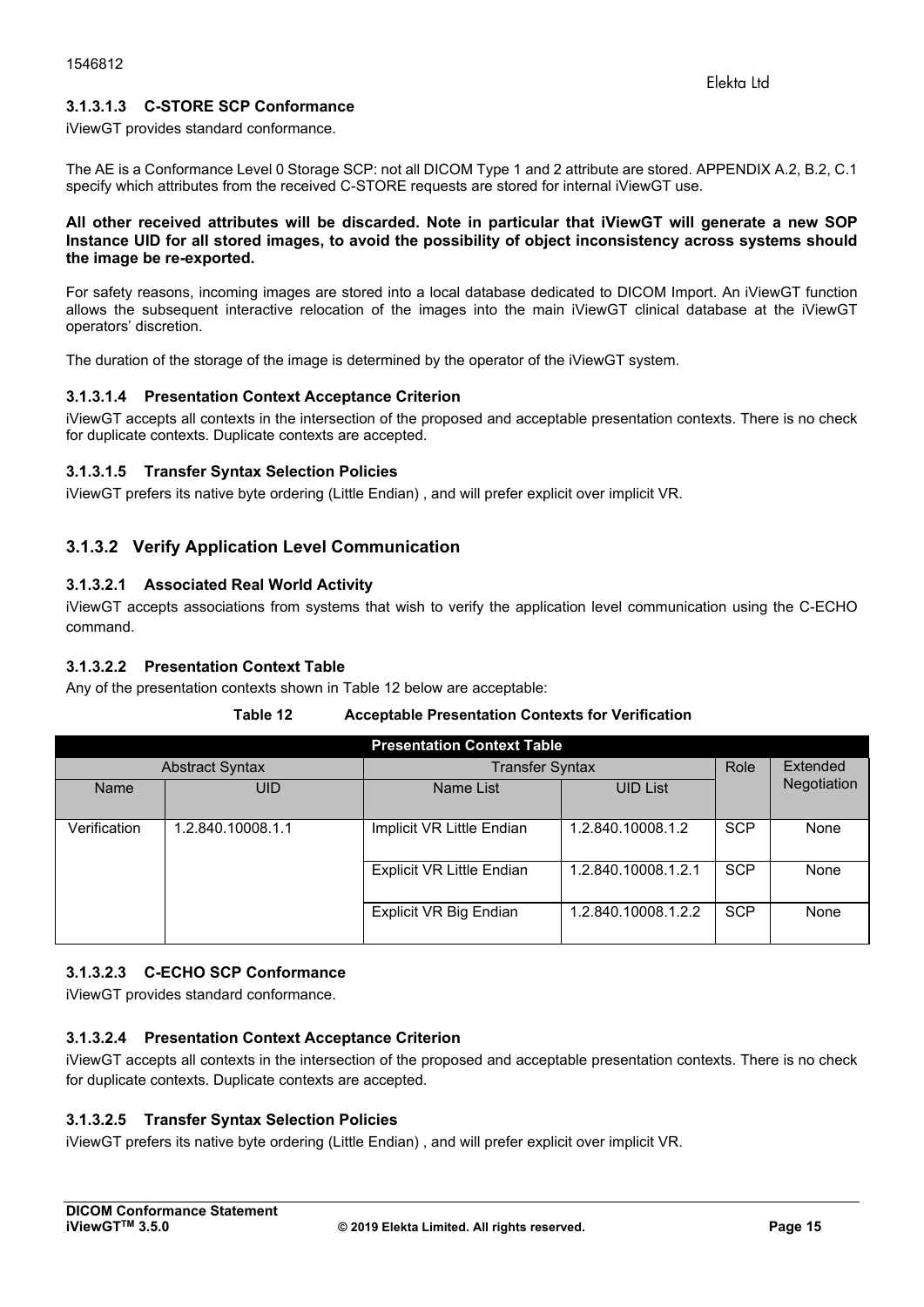#### 3.1.3.1.3 C-STORE SCP Conformance

iViewGT provides standard conformance.

The AE is a Conformance Level 0 Storage SCP: not all DICOM Type 1 and 2 attribute are stored. APPENDIX A.2, B.2, C.1 specify which attributes from the received C-STORE requests are stored for internal iViewGT use.

**All other received attributes will be discarded. Note in particular that iViewGT will generate a new SOP Instance UID for all stored images, to avoid the possibility of object inconsistency across systems should the image be re-exported.**

For safety reasons, incoming images are stored into a local database dedicated to DICOM Import. An iViewGT function allows the subsequent interactive relocation of the images into the main iViewGT clinical database at the iViewGT operators' discretion.

The duration of the storage of the image is determined by the operator of the iViewGT system.

#### 3.1.3.1.4 Presentation Context Acceptance Criterion

iViewGT accepts all contexts in the intersection of the proposed and acceptable presentation contexts. There is no check for duplicate contexts. Duplicate contexts are accepted.

#### 3.1.3.1.5 Transfer Syntax Selection Policies

iViewGT prefers its native byte ordering (Little Endian) , and will prefer explicit over implicit VR.

### 3.1.3.2 Verify Application Level Communication

#### 3.1.3.2.1 Associated Real World Activity

iViewGT accepts associations from systems that wish to verify the application level communication using the C-ECHO command.

#### 3.1.3.2.2 Presentation Context Table

Any of the presentation contexts shown in Table 12 below are acceptable:

**Table 12 Acceptable Presentation Contexts for Verification**

| Presentation Context Table | | | | | |
|---|---|---|---|---|---|
| Abstract Syntax | | Transfer Syntax | | Role | Extended Negotiation |
| Name | UID | Name List | UID List | | |
| Verification | 1.2.840.10008.1.1 | Implicit VR Little Endian | 1.2.840.10008.1.2 | SCP | None |
| | | Explicit VR Little Endian | 1.2.840.10008.1.2.1 | SCP | None |
| | | Explicit VR Big Endian | 1.2.840.10008.1.2.2 | SCP | None |

#### 3.1.3.2.3 C-ECHO SCP Conformance

iViewGT provides standard conformance.

#### 3.1.3.2.4 Presentation Context Acceptance Criterion

iViewGT accepts all contexts in the intersection of the proposed and acceptable presentation contexts. There is no check for duplicate contexts. Duplicate contexts are accepted.

#### 3.1.3.2.5 Transfer Syntax Selection Policies

iViewGT prefers its native byte ordering (Little Endian) , and will prefer explicit over implicit VR.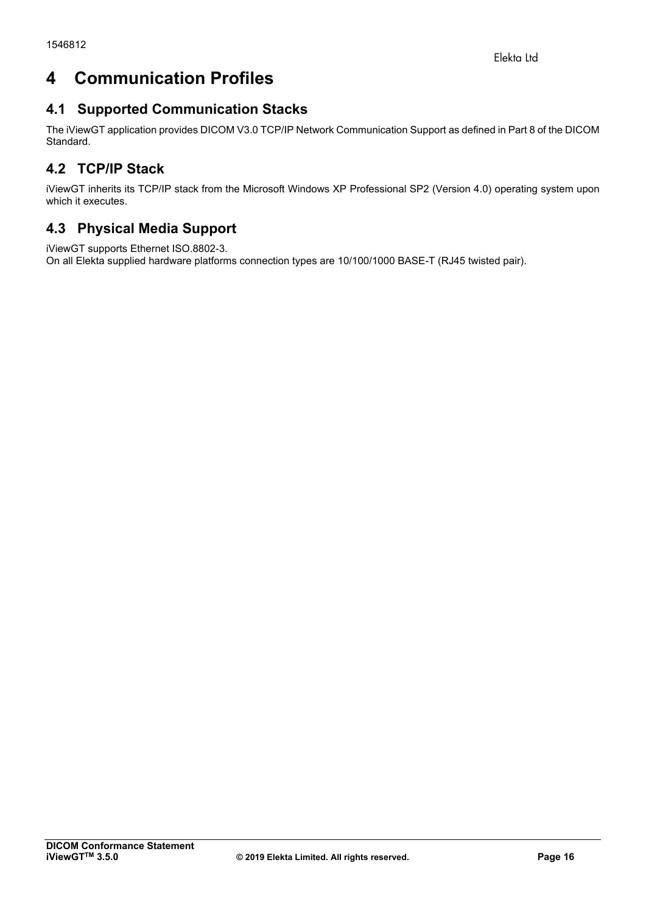# 4 Communication Profiles

## 4.1 Supported Communication Stacks

The iViewGT application provides DICOM V3.0 TCP/IP Network Communication Support as defined in Part 8 of the DICOM Standard.

## 4.2 TCP/IP Stack

iViewGT inherits its TCP/IP stack from the Microsoft Windows XP Professional SP2 (Version 4.0) operating system upon which it executes.

## 4.3 Physical Media Support

iViewGT supports Ethernet ISO.8802-3.
On all Elekta supplied hardware platforms connection types are 10/100/1000 BASE-T (RJ45 twisted pair).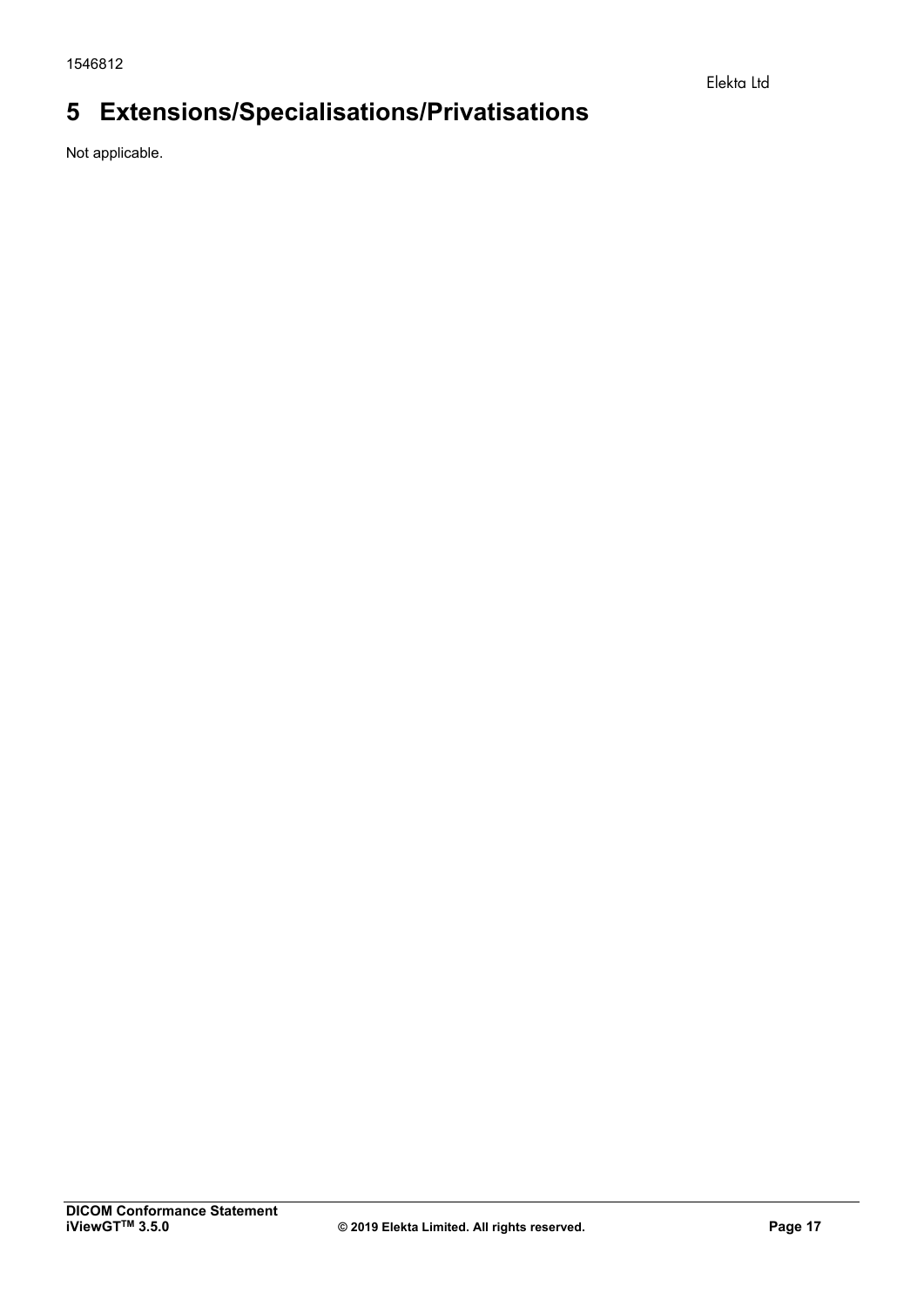# 5 Extensions/Specialisations/Privatisations

Not applicable.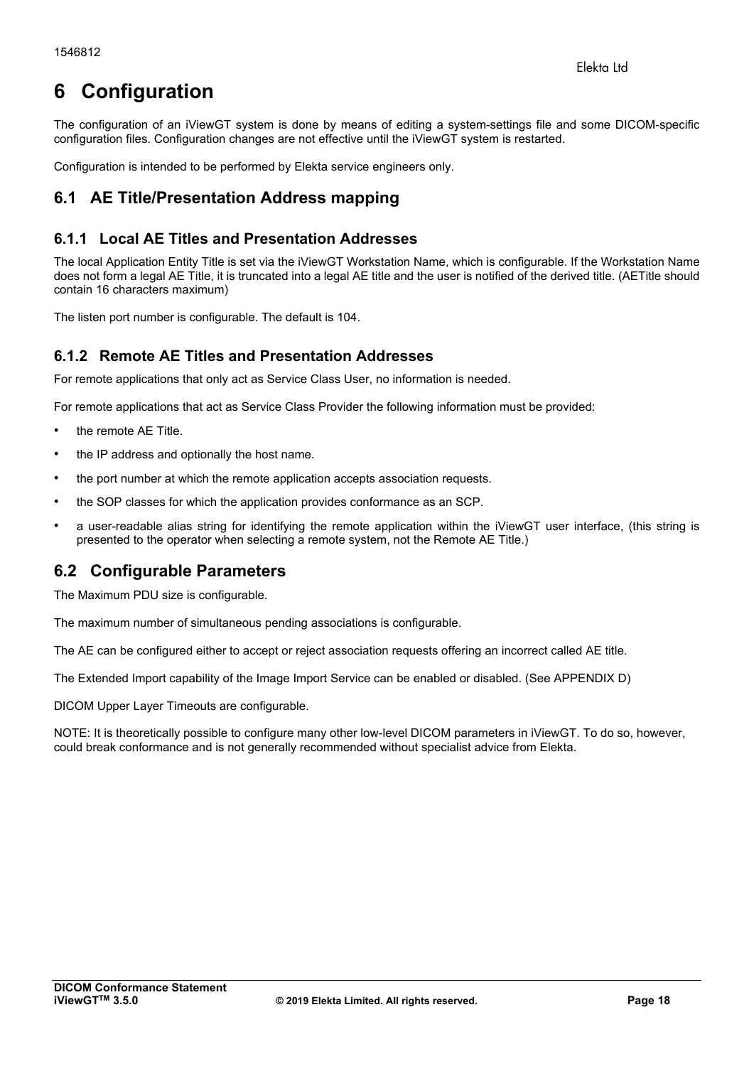# 6 Configuration

The configuration of an iViewGT system is done by means of editing a system-settings file and some DICOM-specific configuration files. Configuration changes are not effective until the iViewGT system is restarted.

Configuration is intended to be performed by Elekta service engineers only.

## 6.1 AE Title/Presentation Address mapping

### 6.1.1 Local AE Titles and Presentation Addresses

The local Application Entity Title is set via the iViewGT Workstation Name, which is configurable. If the Workstation Name does not form a legal AE Title, it is truncated into a legal AE title and the user is notified of the derived title. (AETitle should contain 16 characters maximum)

The listen port number is configurable. The default is 104.

### 6.1.2 Remote AE Titles and Presentation Addresses

For remote applications that only act as Service Class User, no information is needed.

For remote applications that act as Service Class Provider the following information must be provided:

- the remote AE Title.
- the IP address and optionally the host name.
- the port number at which the remote application accepts association requests.
- the SOP classes for which the application provides conformance as an SCP.
- a user-readable alias string for identifying the remote application within the iViewGT user interface, (this string is presented to the operator when selecting a remote system, not the Remote AE Title.)

## 6.2 Configurable Parameters

The Maximum PDU size is configurable.

The maximum number of simultaneous pending associations is configurable.

The AE can be configured either to accept or reject association requests offering an incorrect called AE title.

The Extended Import capability of the Image Import Service can be enabled or disabled. (See APPENDIX D)

DICOM Upper Layer Timeouts are configurable.

NOTE: It is theoretically possible to configure many other low-level DICOM parameters in iViewGT. To do so, however, could break conformance and is not generally recommended without specialist advice from Elekta.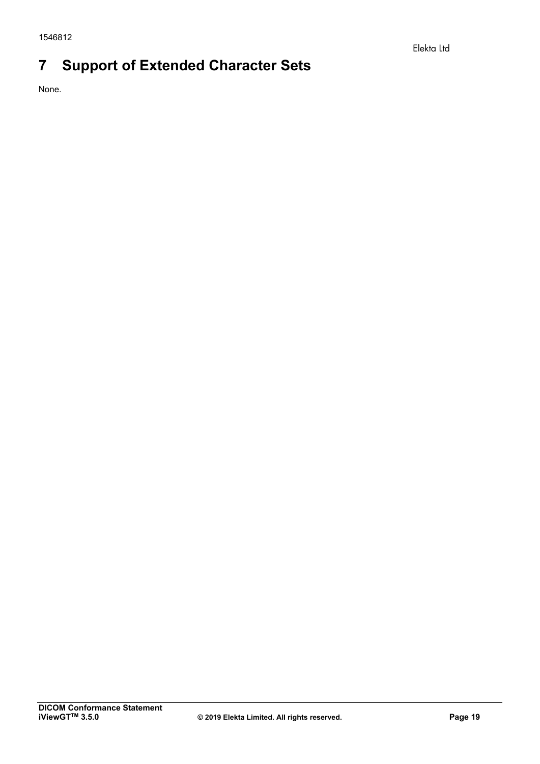# 7 Support of Extended Character Sets

None.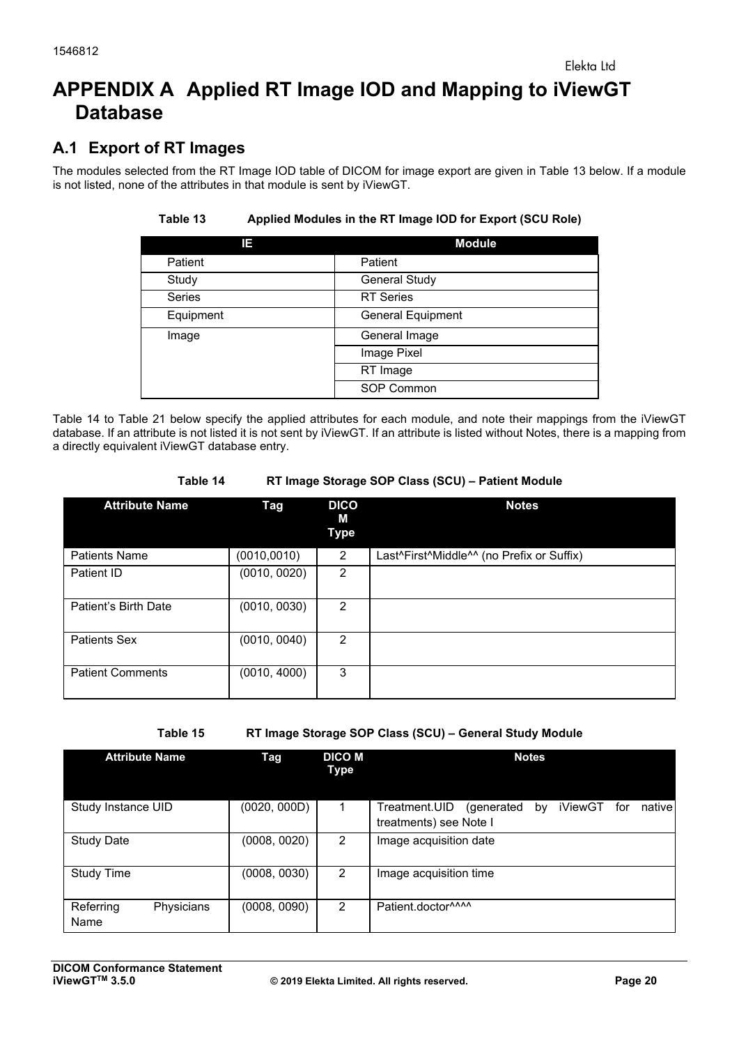// APPENDIX A Applied RT Image IOD and Mapping to iViewGT Database

# APPENDIX A Applied RT Image IOD and Mapping to iViewGT Database

## A.1 Export of RT Images

The modules selected from the RT Image IOD table of DICOM for image export are given in Table 13 below. If a module is not listed, none of the attributes in that module is sent by iViewGT.

**Table 13 Applied Modules in the RT Image IOD for Export (SCU Role)**

| IE | Module |
|---|---|
| Patient | Patient |
| Study | General Study |
| Series | RT Series |
| Equipment | General Equipment |
| Image | General Image |
| | Image Pixel |
| | RT Image |
| | SOP Common |

Table 14 to Table 21 below specify the applied attributes for each module, and note their mappings from the iViewGT database. If an attribute is not listed it is not sent by iViewGT. If an attribute is listed without Notes, there is a mapping from a directly equivalent iViewGT database entry.

**Table 14 RT Image Storage SOP Class (SCU) – Patient Module**

| Attribute Name | Tag | DICOM Type | Notes |
|---|---|---|---|
| Patients Name | (0010,0010) | 2 | Last^First^Middle^^ (no Prefix or Suffix) |
| Patient ID | (0010, 0020) | 2 | |
| Patient's Birth Date | (0010, 0030) | 2 | |
| Patients Sex | (0010, 0040) | 2 | |
| Patient Comments | (0010, 4000) | 3 | |

**Table 15 RT Image Storage SOP Class (SCU) – General Study Module**

| Attribute Name | Tag | DICOM Type | Notes |
|---|---|---|---|
| Study Instance UID | (0020, 000D) | 1 | Treatment.UID (generated by iViewGT for native treatments) see Note I |
| Study Date | (0008, 0020) | 2 | Image acquisition date |
| Study Time | (0008, 0030) | 2 | Image acquisition time |
| Referring Physicians Name | (0008, 0090) | 2 | Patient.doctor^^^^ |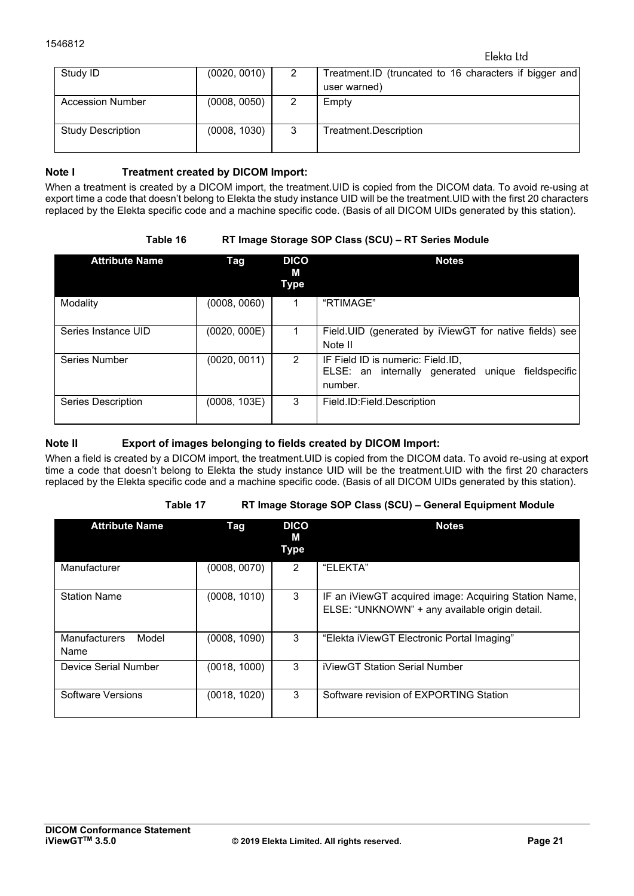| | | | |
|---|---|---|---|
| Study ID | (0020, 0010) | 2 | Treatment.ID (truncated to 16 characters if bigger and user warned) |
| Accession Number | (0008, 0050) | 2 | Empty |
| Study Description | (0008, 1030) | 3 | Treatment.Description |

**Note I Treatment created by DICOM Import:**

When a treatment is created by a DICOM import, the treatment.UID is copied from the DICOM data. To avoid re-using at export time a code that doesn't belong to Elekta the study instance UID will be the treatment.UID with the first 20 characters replaced by the Elekta specific code and a machine specific code. (Basis of all DICOM UIDs generated by this station).

**Table 16 RT Image Storage SOP Class (SCU) – RT Series Module**

| Attribute Name | Tag | DICOM Type | Notes |
|---|---|---|---|
| Modality | (0008, 0060) | 1 | "RTIMAGE" |
| Series Instance UID | (0020, 000E) | 1 | Field.UID (generated by iViewGT for native fields) see Note II |
| Series Number | (0020, 0011) | 2 | IF Field ID is numeric: Field.ID, ELSE: an internally generated unique fieldspecific number. |
| Series Description | (0008, 103E) | 3 | Field.ID:Field.Description |

**Note II Export of images belonging to fields created by DICOM Import:**

When a field is created by a DICOM import, the treatment.UID is copied from the DICOM data. To avoid re-using at export time a code that doesn't belong to Elekta the study instance UID will be the treatment.UID with the first 20 characters replaced by the Elekta specific code and a machine specific code. (Basis of all DICOM UIDs generated by this station).

**Table 17 RT Image Storage SOP Class (SCU) – General Equipment Module**

| Attribute Name | Tag | DICOM Type | Notes |
|---|---|---|---|
| Manufacturer | (0008, 0070) | 2 | "ELEKTA" |
| Station Name | (0008, 1010) | 3 | IF an iViewGT acquired image: Acquiring Station Name, ELSE: "UNKNOWN" + any available origin detail. |
| Manufacturers Model Name | (0008, 1090) | 3 | "Elekta iViewGT Electronic Portal Imaging" |
| Device Serial Number | (0018, 1000) | 3 | iViewGT Station Serial Number |
| Software Versions | (0018, 1020) | 3 | Software revision of EXPORTING Station |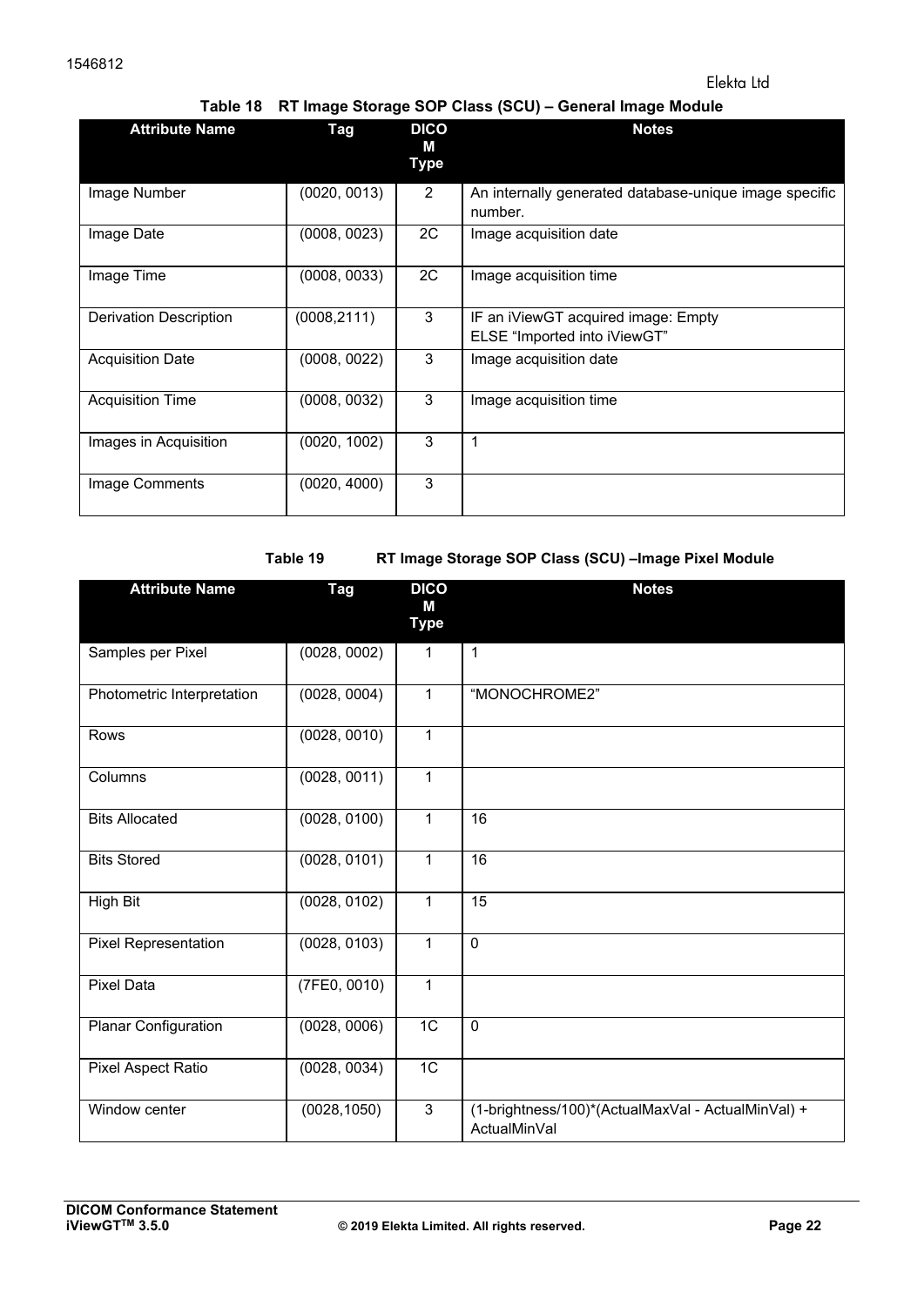**Table 18 RT Image Storage SOP Class (SCU) – General Image Module**

| Attribute Name | Tag | DICOM Type | Notes |
|---|---|---|---|
| Image Number | (0020, 0013) | 2 | An internally generated database-unique image specific number. |
| Image Date | (0008, 0023) | 2C | Image acquisition date |
| Image Time | (0008, 0033) | 2C | Image acquisition time |
| Derivation Description | (0008,2111) | 3 | IF an iViewGT acquired image: Empty<br>ELSE “Imported into iViewGT” |
| Acquisition Date | (0008, 0022) | 3 | Image acquisition date |
| Acquisition Time | (0008, 0032) | 3 | Image acquisition time |
| Images in Acquisition | (0020, 1002) | 3 | 1 |
| Image Comments | (0020, 4000) | 3 | |

**Table 19 RT Image Storage SOP Class (SCU) –Image Pixel Module**

| Attribute Name | Tag | DICOM Type | Notes |
|---|---|---|---|
| Samples per Pixel | (0028, 0002) | 1 | 1 |
| Photometric Interpretation | (0028, 0004) | 1 | “MONOCHROME2” |
| Rows | (0028, 0010) | 1 | |
| Columns | (0028, 0011) | 1 | |
| Bits Allocated | (0028, 0100) | 1 | 16 |
| Bits Stored | (0028, 0101) | 1 | 16 |
| High Bit | (0028, 0102) | 1 | 15 |
| Pixel Representation | (0028, 0103) | 1 | 0 |
| Pixel Data | (7FE0, 0010) | 1 | |
| Planar Configuration | (0028, 0006) | 1C | 0 |
| Pixel Aspect Ratio | (0028, 0034) | 1C | |
| Window center | (0028,1050) | 3 | (1-brightness/100)*(ActualMaxVal - ActualMinVal) + ActualMinVal |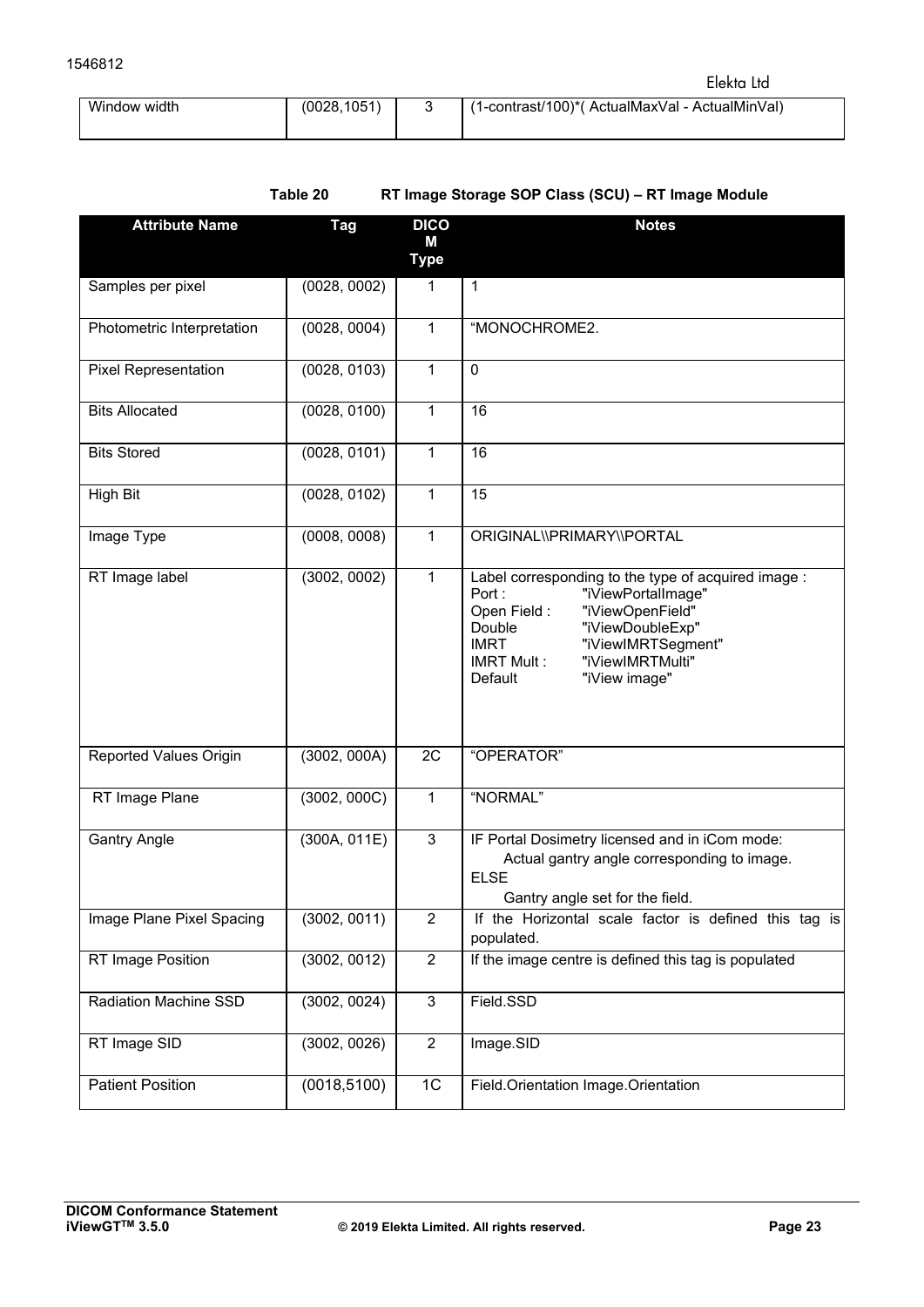| | | | |
|---|---|---|---|
| Window width | (0028,1051) | 3 | (1-contrast/100)*( ActualMaxVal - ActualMinVal) |

**Table 20 RT Image Storage SOP Class (SCU) – RT Image Module**

| Attribute Name | Tag | DICOM Type | Notes |
|---|---|---|---|
| Samples per pixel | (0028, 0002) | 1 | 1 |
| Photometric Interpretation | (0028, 0004) | 1 | "MONOCHROME2. |
| Pixel Representation | (0028, 0103) | 1 | 0 |
| Bits Allocated | (0028, 0100) | 1 | 16 |
| Bits Stored | (0028, 0101) | 1 | 16 |
| High Bit | (0028, 0102) | 1 | 15 |
| Image Type | (0008, 0008) | 1 | ORIGINAL\\PRIMARY\\PORTAL |
| RT Image label | (3002, 0002) | 1 | Label corresponding to the type of acquired image :<br>Port : "iViewPortalImage"<br>Open Field : "iViewOpenField"<br>Double "iViewDoubleExp"<br>IMRT "iViewIMRTSegment"<br>IMRT Mult : "iViewIMRTMulti"<br>Default "iView image" |
| Reported Values Origin | (3002, 000A) | 2C | "OPERATOR" |
| RT Image Plane | (3002, 000C) | 1 | "NORMAL" |
| Gantry Angle | (300A, 011E) | 3 | IF Portal Dosimetry licensed and in iCom mode:<br>Actual gantry angle corresponding to image.<br>ELSE<br>Gantry angle set for the field. |
| Image Plane Pixel Spacing | (3002, 0011) | 2 | If the Horizontal scale factor is defined this tag is populated. |
| RT Image Position | (3002, 0012) | 2 | If the image centre is defined this tag is populated |
| Radiation Machine SSD | (3002, 0024) | 3 | Field.SSD |
| RT Image SID | (3002, 0026) | 2 | Image.SID |
| Patient Position | (0018,5100) | 1C | Field.Orientation Image.Orientation |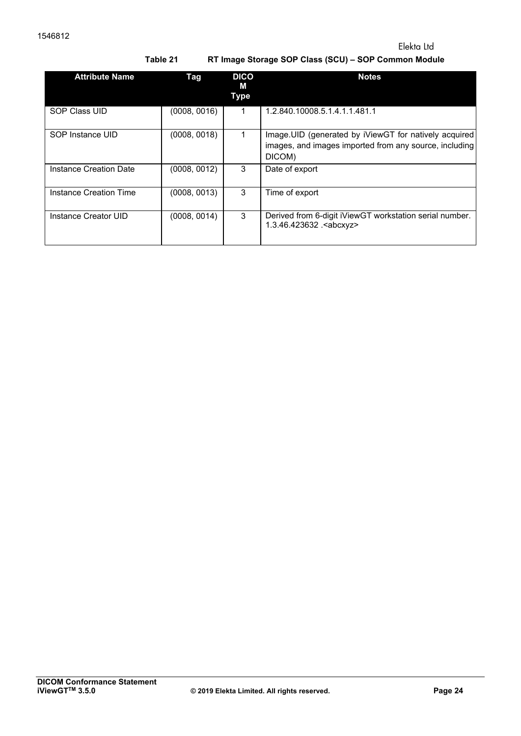**Table 21 RT Image Storage SOP Class (SCU) – SOP Common Module**

| Attribute Name | Tag | DICOM Type | Notes |
|---|---|---|---|
| SOP Class UID | (0008, 0016) | 1 | 1.2.840.10008.5.1.4.1.1.481.1 |
| SOP Instance UID | (0008, 0018) | 1 | Image.UID (generated by iViewGT for natively acquired images, and images imported from any source, including DICOM) |
| Instance Creation Date | (0008, 0012) | 3 | Date of export |
| Instance Creation Time | (0008, 0013) | 3 | Time of export |
| Instance Creator UID | (0008, 0014) | 3 | Derived from 6-digit iViewGT workstation serial number. 1.3.46.423632 .<abcxyz> |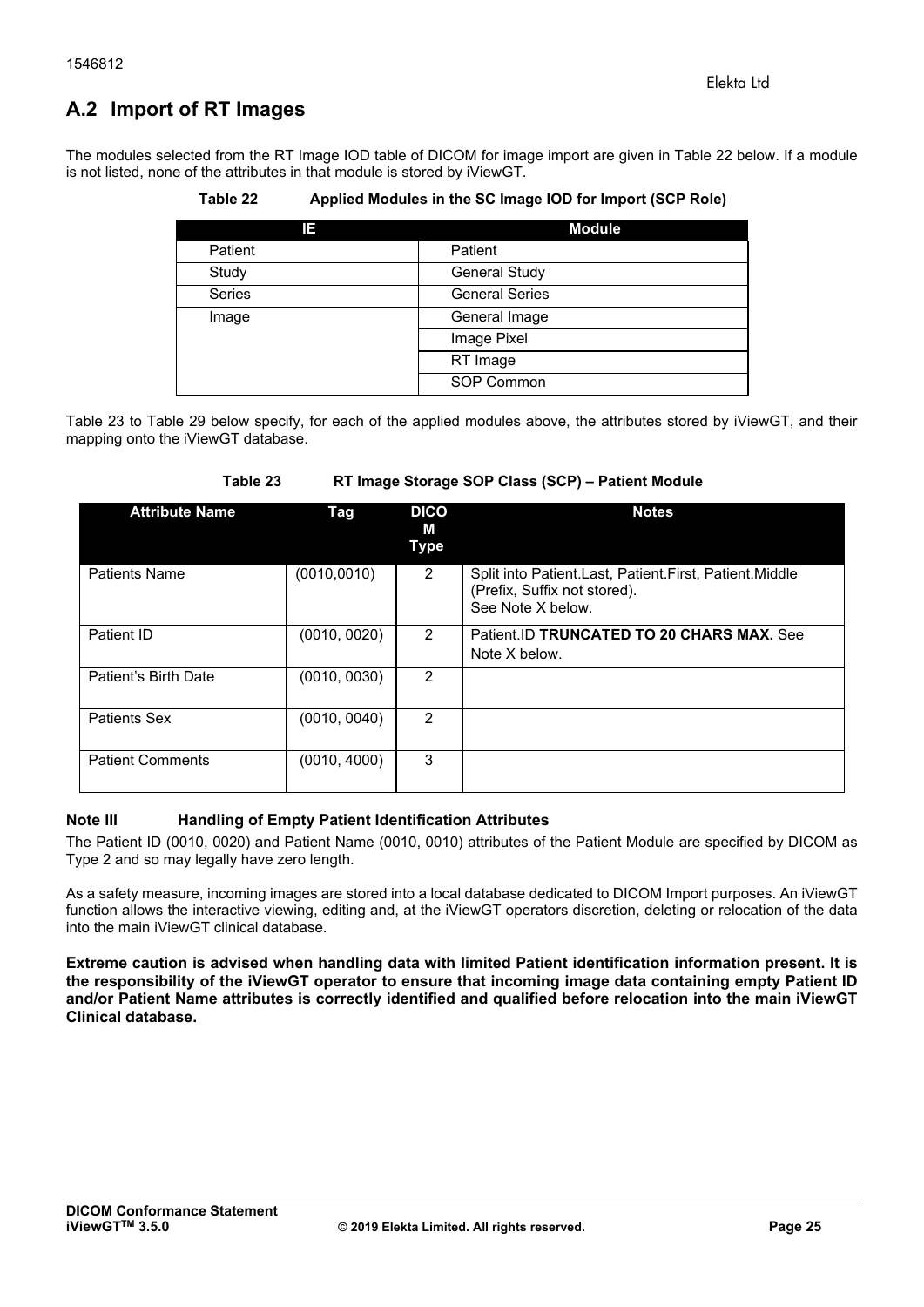## A.2 Import of RT Images

The modules selected from the RT Image IOD table of DICOM for image import are given in Table 22 below. If a module is not listed, none of the attributes in that module is stored by iViewGT.

**Table 22 Applied Modules in the SC Image IOD for Import (SCP Role)**

| IE | Module |
|---|---|
| Patient | Patient |
| Study | General Study |
| Series | General Series |
| Image | General Image |
| | Image Pixel |
| | RT Image |
| | SOP Common |

Table 23 to Table 29 below specify, for each of the applied modules above, the attributes stored by iViewGT, and their mapping onto the iViewGT database.

**Table 23 RT Image Storage SOP Class (SCP) – Patient Module**

| Attribute Name | Tag | DICOM Type | Notes |
|---|---|---|---|
| Patients Name | (0010,0010) | 2 | Split into Patient.Last, Patient.First, Patient.Middle (Prefix, Suffix not stored). See Note X below. |
| Patient ID | (0010, 0020) | 2 | Patient.ID **TRUNCATED TO 20 CHARS MAX.** See Note X below. |
| Patient's Birth Date | (0010, 0030) | 2 | |
| Patients Sex | (0010, 0040) | 2 | |
| Patient Comments | (0010, 4000) | 3 | |

**Note III Handling of Empty Patient Identification Attributes**

The Patient ID (0010, 0020) and Patient Name (0010, 0010) attributes of the Patient Module are specified by DICOM as Type 2 and so may legally have zero length.

As a safety measure, incoming images are stored into a local database dedicated to DICOM Import purposes. An iViewGT function allows the interactive viewing, editing and, at the iViewGT operators discretion, deleting or relocation of the data into the main iViewGT clinical database.

**Extreme caution is advised when handling data with limited Patient identification information present. It is the responsibility of the iViewGT operator to ensure that incoming image data containing empty Patient ID and/or Patient Name attributes is correctly identified and qualified before relocation into the main iViewGT Clinical database.**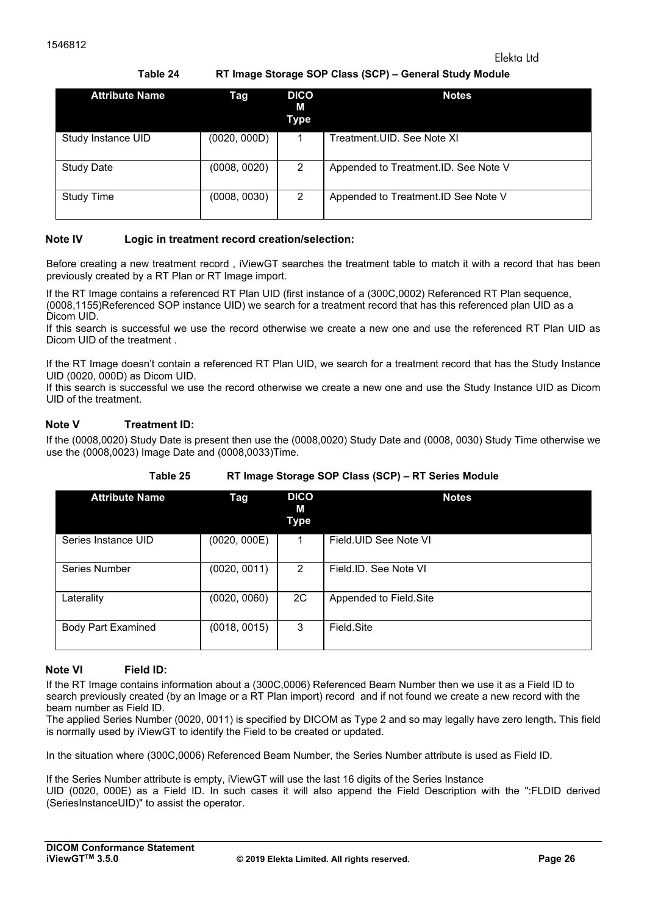**Table 24 RT Image Storage SOP Class (SCP) – General Study Module**

| Attribute Name | Tag | DICOM Type | Notes |
|---|---|---|---|
| Study Instance UID | (0020, 000D) | 1 | Treatment.UID. See Note XI |
| Study Date | (0008, 0020) | 2 | Appended to Treatment.ID. See Note V |
| Study Time | (0008, 0030) | 2 | Appended to Treatment.ID See Note V |

**Note IV Logic in treatment record creation/selection:**

Before creating a new treatment record , iViewGT searches the treatment table to match it with a record that has been previously created by a RT Plan or RT Image import.

If the RT Image contains a referenced RT Plan UID (first instance of a (300C,0002) Referenced RT Plan sequence, (0008,1155)Referenced SOP instance UID) we search for a treatment record that has this referenced plan UID as a Dicom UID.
If this search is successful we use the record otherwise we create a new one and use the referenced RT Plan UID as Dicom UID of the treatment .

If the RT Image doesn't contain a referenced RT Plan UID, we search for a treatment record that has the Study Instance UID (0020, 000D) as Dicom UID.
If this search is successful we use the record otherwise we create a new one and use the Study Instance UID as Dicom UID of the treatment.

**Note V Treatment ID:**

If the (0008,0020) Study Date is present then use the (0008,0020) Study Date and (0008, 0030) Study Time otherwise we use the (0008,0023) Image Date and (0008,0033)Time.

**Table 25 RT Image Storage SOP Class (SCP) – RT Series Module**

| Attribute Name | Tag | DICOM Type | Notes |
|---|---|---|---|
| Series Instance UID | (0020, 000E) | 1 | Field.UID See Note VI |
| Series Number | (0020, 0011) | 2 | Field.ID. See Note VI |
| Laterality | (0020, 0060) | 2C | Appended to Field.Site |
| Body Part Examined | (0018, 0015) | 3 | Field.Site |

**Note VI Field ID:**

If the RT Image contains information about a (300C,0006) Referenced Beam Number then we use it as a Field ID to search previously created (by an Image or a RT Plan import) record and if not found we create a new record with the beam number as Field ID.
The applied Series Number (0020, 0011) is specified by DICOM as Type 2 and so may legally have zero length**.** This field is normally used by iViewGT to identify the Field to be created or updated.

In the situation where (300C,0006) Referenced Beam Number, the Series Number attribute is used as Field ID.

If the Series Number attribute is empty, iViewGT will use the last 16 digits of the Series Instance UID (0020, 000E) as a Field ID. In such cases it will also append the Field Description with the ":FLDID derived (SeriesInstanceUID)" to assist the operator.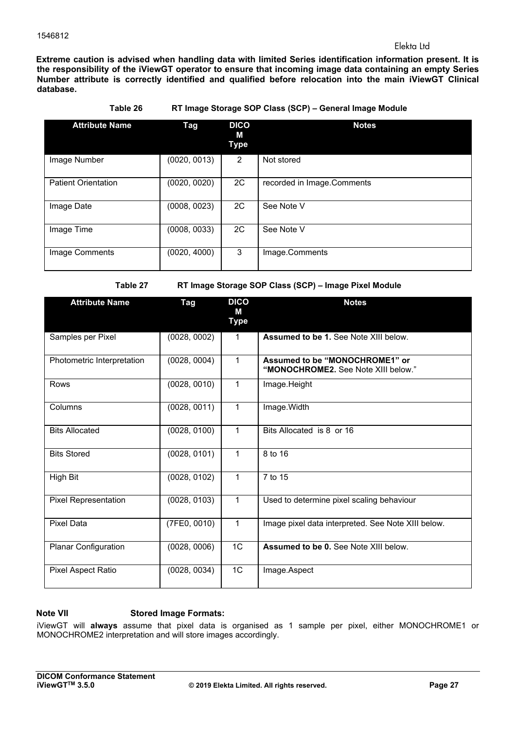**Extreme caution is advised when handling data with limited Series identification information present. It is the responsibility of the iViewGT operator to ensure that incoming image data containing an empty Series Number attribute is correctly identified and qualified before relocation into the main iViewGT Clinical database.**

**Table 26 RT Image Storage SOP Class (SCP) – General Image Module**

| Attribute Name | Tag | DICOM Type | Notes |
|---|---|---|---|
| Image Number | (0020, 0013) | 2 | Not stored |
| Patient Orientation | (0020, 0020) | 2C | recorded in Image.Comments |
| Image Date | (0008, 0023) | 2C | See Note V |
| Image Time | (0008, 0033) | 2C | See Note V |
| Image Comments | (0020, 4000) | 3 | Image.Comments |

**Table 27 RT Image Storage SOP Class (SCP) – Image Pixel Module**

| Attribute Name | Tag | DICOM Type | Notes |
|---|---|---|---|
| Samples per Pixel | (0028, 0002) | 1 | **Assumed to be 1.** See Note XIII below. |
| Photometric Interpretation | (0028, 0004) | 1 | **Assumed to be "MONOCHROME1" or "MONOCHROME2.** See Note XIII below." |
| Rows | (0028, 0010) | 1 | Image.Height |
| Columns | (0028, 0011) | 1 | Image.Width |
| Bits Allocated | (0028, 0100) | 1 | Bits Allocated is 8 or 16 |
| Bits Stored | (0028, 0101) | 1 | 8 to 16 |
| High Bit | (0028, 0102) | 1 | 7 to 15 |
| Pixel Representation | (0028, 0103) | 1 | Used to determine pixel scaling behaviour |
| Pixel Data | (7FE0, 0010) | 1 | Image pixel data interpreted. See Note XIII below. |
| Planar Configuration | (0028, 0006) | 1C | **Assumed to be 0.** See Note XIII below. |
| Pixel Aspect Ratio | (0028, 0034) | 1C | Image.Aspect |

**Note VII Stored Image Formats:**

iViewGT will **always** assume that pixel data is organised as 1 sample per pixel, either MONOCHROME1 or MONOCHROME2 interpretation and will store images accordingly.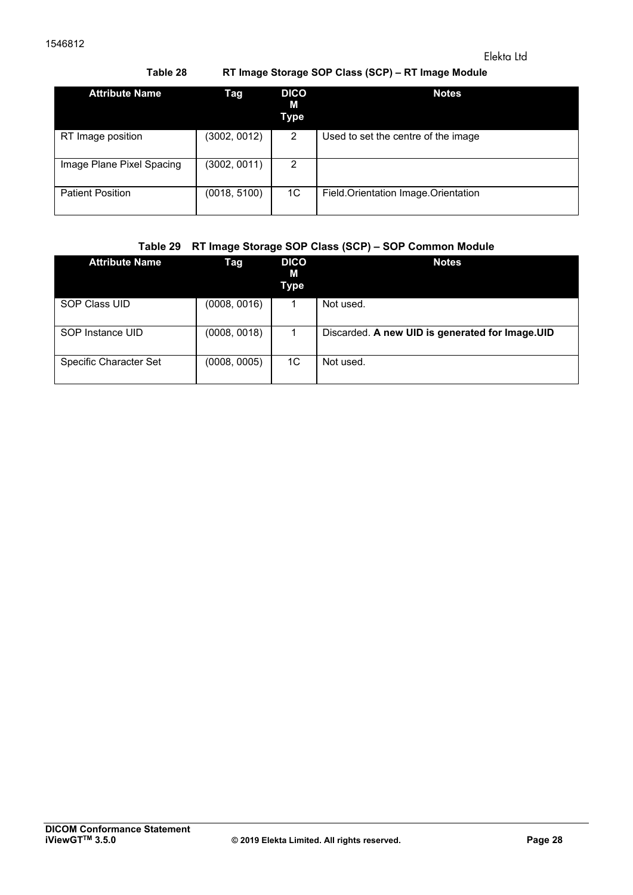**Table 28 RT Image Storage SOP Class (SCP) – RT Image Module**

| Attribute Name | Tag | DICOM Type | Notes |
|---|---|---|---|
| RT Image position | (3002, 0012) | 2 | Used to set the centre of the image |
| Image Plane Pixel Spacing | (3002, 0011) | 2 | |
| Patient Position | (0018, 5100) | 1C | Field.Orientation Image.Orientation |

**Table 29 RT Image Storage SOP Class (SCP) – SOP Common Module**

| Attribute Name | Tag | DICOM Type | Notes |
|---|---|---|---|
| SOP Class UID | (0008, 0016) | 1 | Not used. |
| SOP Instance UID | (0008, 0018) | 1 | Discarded. **A new UID is generated for Image.UID** |
| Specific Character Set | (0008, 0005) | 1C | Not used. |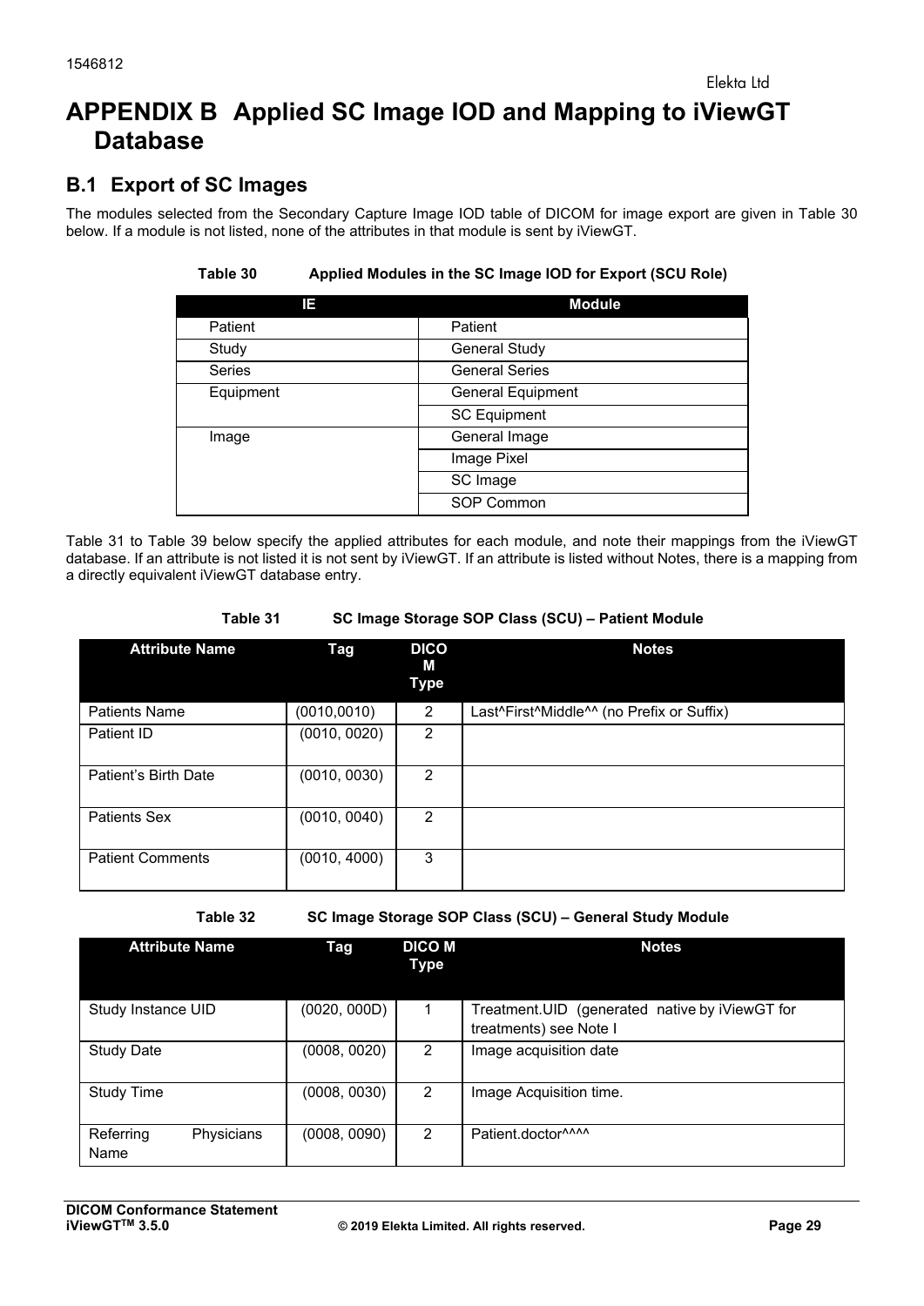# APPENDIX B Applied SC Image IOD and Mapping to iViewGT Database

## B.1 Export of SC Images

The modules selected from the Secondary Capture Image IOD table of DICOM for image export are given in Table 30 below. If a module is not listed, none of the attributes in that module is sent by iViewGT.

**Table 30 Applied Modules in the SC Image IOD for Export (SCU Role)**

| IE | Module |
|---|---|
| Patient | Patient |
| Study | General Study |
| Series | General Series |
| Equipment | General Equipment |
| | SC Equipment |
| Image | General Image |
| | Image Pixel |
| | SC Image |
| | SOP Common |

Table 31 to Table 39 below specify the applied attributes for each module, and note their mappings from the iViewGT database. If an attribute is not listed it is not sent by iViewGT. If an attribute is listed without Notes, there is a mapping from a directly equivalent iViewGT database entry.

**Table 31 SC Image Storage SOP Class (SCU) – Patient Module**

| Attribute Name | Tag | DICOM Type | Notes |
|---|---|---|---|
| Patients Name | (0010,0010) | 2 | Last^First^Middle^^ (no Prefix or Suffix) |
| Patient ID | (0010, 0020) | 2 | |
| Patient's Birth Date | (0010, 0030) | 2 | |
| Patients Sex | (0010, 0040) | 2 | |
| Patient Comments | (0010, 4000) | 3 | |

**Table 32 SC Image Storage SOP Class (SCU) – General Study Module**

| Attribute Name | Tag | DICOM Type | Notes |
|---|---|---|---|
| Study Instance UID | (0020, 000D) | 1 | Treatment.UID (generated native by iViewGT for treatments) see Note I |
| Study Date | (0008, 0020) | 2 | Image acquisition date |
| Study Time | (0008, 0030) | 2 | Image Acquisition time. |
| Referring Physicians Name | (0008, 0090) | 2 | Patient.doctor^^^^ |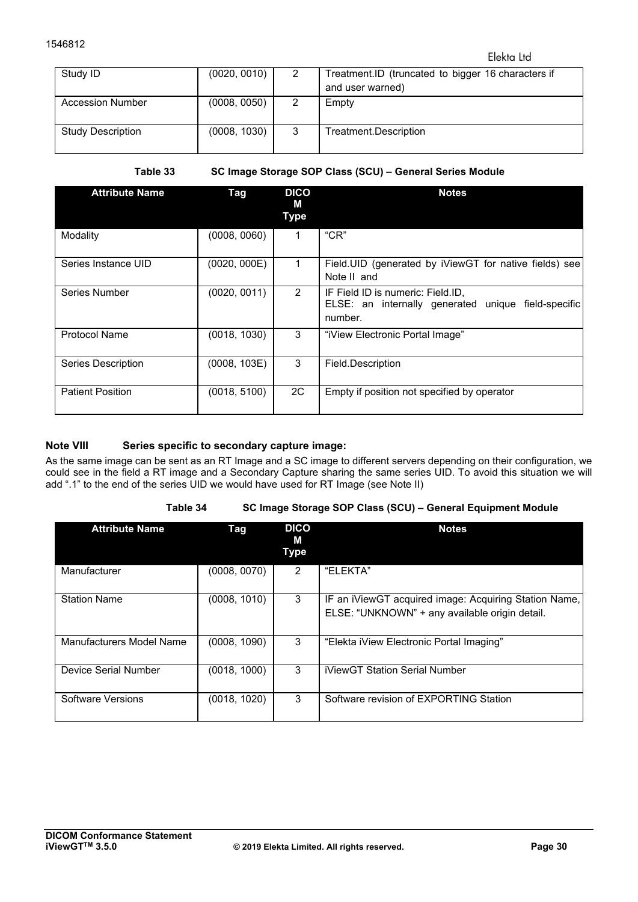| | | | |
|---|---|---|---|
| Study ID | (0020, 0010) | 2 | Treatment.ID (truncated to bigger 16 characters if and user warned) |
| Accession Number | (0008, 0050) | 2 | Empty |
| Study Description | (0008, 1030) | 3 | Treatment.Description |

**Table 33 SC Image Storage SOP Class (SCU) – General Series Module**

| Attribute Name | Tag | DICOM Type | Notes |
|---|---|---|---|
| Modality | (0008, 0060) | 1 | "CR" |
| Series Instance UID | (0020, 000E) | 1 | Field.UID (generated by iViewGT for native fields) see Note II and |
| Series Number | (0020, 0011) | 2 | IF Field ID is numeric: Field.ID,<br>ELSE: an internally generated unique field-specific number. |
| Protocol Name | (0018, 1030) | 3 | "iView Electronic Portal Image" |
| Series Description | (0008, 103E) | 3 | Field.Description |
| Patient Position | (0018, 5100) | 2C | Empty if position not specified by operator |

**Note VIII Series specific to secondary capture image:**

As the same image can be sent as an RT Image and a SC image to different servers depending on their configuration, we could see in the field a RT image and a Secondary Capture sharing the same series UID. To avoid this situation we will add ".1" to the end of the series UID we would have used for RT Image (see Note II)

**Table 34 SC Image Storage SOP Class (SCU) – General Equipment Module**

| Attribute Name | Tag | DICOM Type | Notes |
|---|---|---|---|
| Manufacturer | (0008, 0070) | 2 | "ELEKTA" |
| Station Name | (0008, 1010) | 3 | IF an iViewGT acquired image: Acquiring Station Name,<br>ELSE: "UNKNOWN" + any available origin detail. |
| Manufacturers Model Name | (0008, 1090) | 3 | "Elekta iView Electronic Portal Imaging" |
| Device Serial Number | (0018, 1000) | 3 | iViewGT Station Serial Number |
| Software Versions | (0018, 1020) | 3 | Software revision of EXPORTING Station |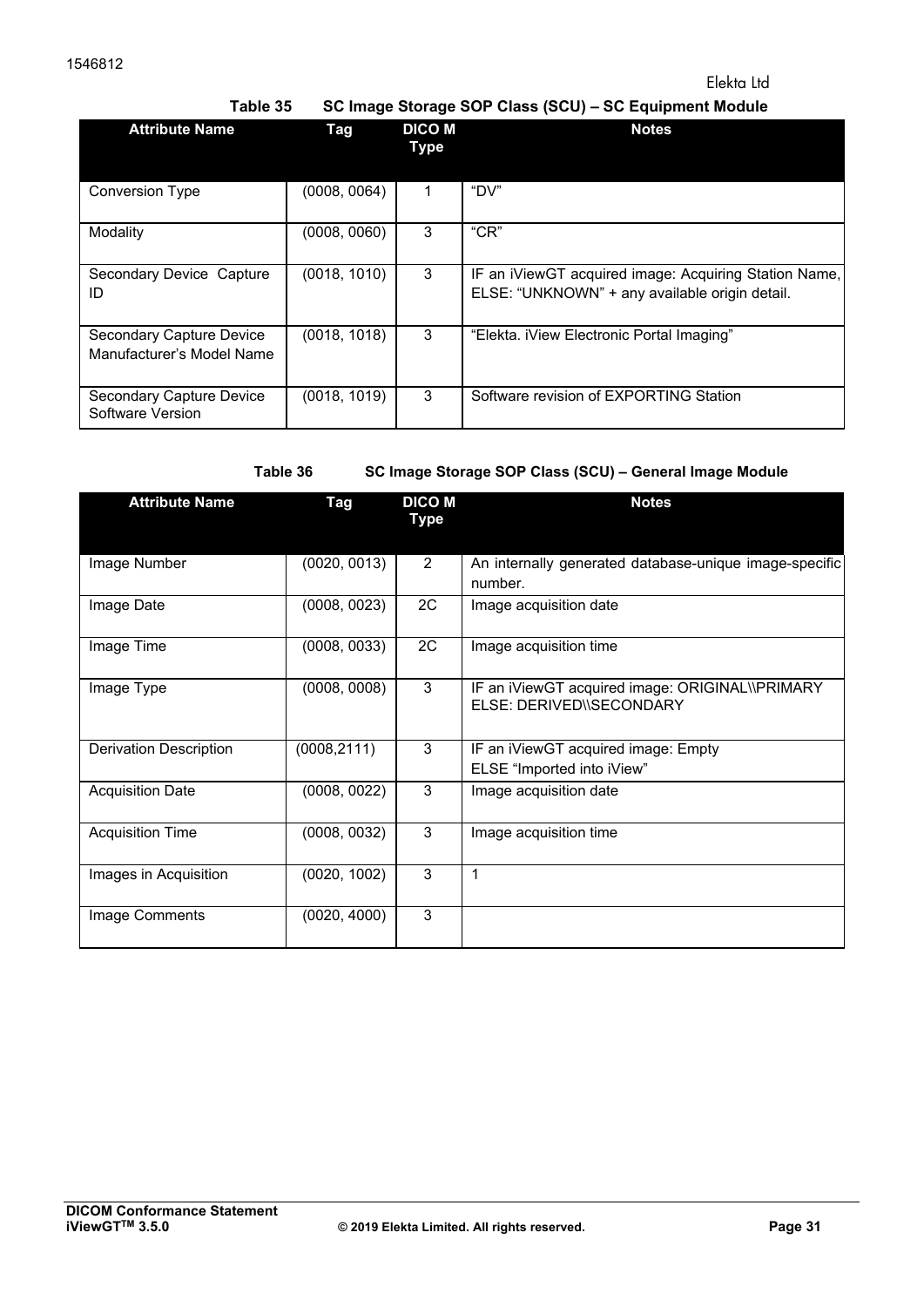Table 35 SC Image Storage SOP Class (SCU) – SC Equipment Module

| Attribute Name | Tag | DICOM Type | Notes |
|---|---|---|---|
| Conversion Type | (0008, 0064) | 1 | “DV” |
| Modality | (0008, 0060) | 3 | “CR” |
| Secondary Device Capture ID | (0018, 1010) | 3 | IF an iViewGT acquired image: Acquiring Station Name, ELSE: “UNKNOWN” + any available origin detail. |
| Secondary Capture Device Manufacturer's Model Name | (0018, 1018) | 3 | “Elekta. iView Electronic Portal Imaging” |
| Secondary Capture Device Software Version | (0018, 1019) | 3 | Software revision of EXPORTING Station |

Table 36 SC Image Storage SOP Class (SCU) – General Image Module

| Attribute Name | Tag | DICOM Type | Notes |
|---|---|---|---|
| Image Number | (0020, 0013) | 2 | An internally generated database-unique image-specific number. |
| Image Date | (0008, 0023) | 2C | Image acquisition date |
| Image Time | (0008, 0033) | 2C | Image acquisition time |
| Image Type | (0008, 0008) | 3 | IF an iViewGT acquired image: ORIGINAL\\PRIMARY ELSE: DERIVED\\SECONDARY |
| Derivation Description | (0008,2111) | 3 | IF an iViewGT acquired image: Empty ELSE “Imported into iView” |
| Acquisition Date | (0008, 0022) | 3 | Image acquisition date |
| Acquisition Time | (0008, 0032) | 3 | Image acquisition time |
| Images in Acquisition | (0020, 1002) | 3 | 1 |
| Image Comments | (0020, 4000) | 3 | |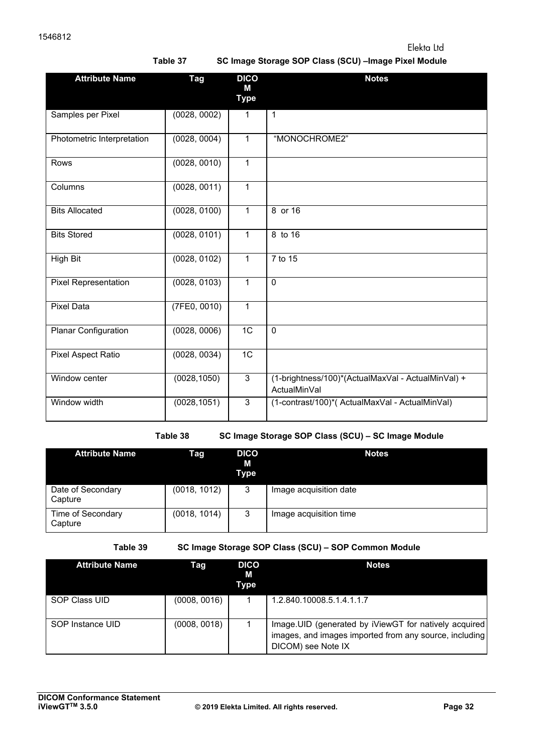**Table 37 SC Image Storage SOP Class (SCU) –Image Pixel Module**

| Attribute Name | Tag | DICOM Type | Notes |
|---|---|---|---|
| Samples per Pixel | (0028, 0002) | 1 | 1 |
| Photometric Interpretation | (0028, 0004) | 1 | "MONOCHROME2" |
| Rows | (0028, 0010) | 1 | |
| Columns | (0028, 0011) | 1 | |
| Bits Allocated | (0028, 0100) | 1 | 8 or 16 |
| Bits Stored | (0028, 0101) | 1 | 8 to 16 |
| High Bit | (0028, 0102) | 1 | 7 to 15 |
| Pixel Representation | (0028, 0103) | 1 | 0 |
| Pixel Data | (7FE0, 0010) | 1 | |
| Planar Configuration | (0028, 0006) | 1C | 0 |
| Pixel Aspect Ratio | (0028, 0034) | 1C | |
| Window center | (0028,1050) | 3 | (1-brightness/100)*(ActualMaxVal - ActualMinVal) + ActualMinVal |
| Window width | (0028,1051) | 3 | (1-contrast/100)*( ActualMaxVal - ActualMinVal) |

**Table 38 SC Image Storage SOP Class (SCU) – SC Image Module**

| Attribute Name | Tag | DICOM Type | Notes |
|---|---|---|---|
| Date of Secondary Capture | (0018, 1012) | 3 | Image acquisition date |
| Time of Secondary Capture | (0018, 1014) | 3 | Image acquisition time |

**Table 39 SC Image Storage SOP Class (SCU) – SOP Common Module**

| Attribute Name | Tag | DICOM Type | Notes |
|---|---|---|---|
| SOP Class UID | (0008, 0016) | 1 | 1.2.840.10008.5.1.4.1.1.7 |
| SOP Instance UID | (0008, 0018) | 1 | Image.UID (generated by iViewGT for natively acquired images, and images imported from any source, including DICOM) see Note IX |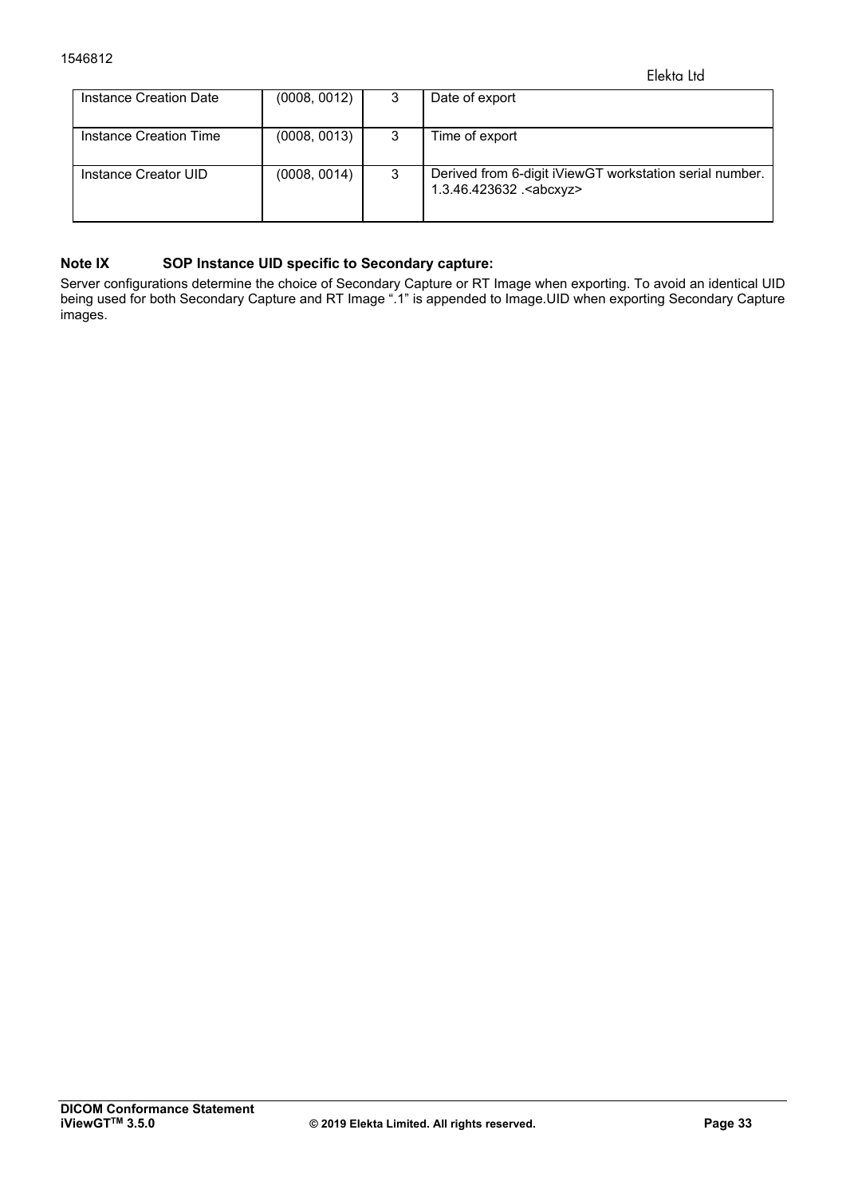| | | | |
|---|---|---|---|
| Instance Creation Date | (0008, 0012) | 3 | Date of export |
| Instance Creation Time | (0008, 0013) | 3 | Time of export |
| Instance Creator UID | (0008, 0014) | 3 | Derived from 6-digit iViewGT workstation serial number. 1.3.46.423632 .<abcxyz> |

**Note IX SOP Instance UID specific to Secondary capture:**

Server configurations determine the choice of Secondary Capture or RT Image when exporting. To avoid an identical UID being used for both Secondary Capture and RT Image ".1" is appended to Image.UID when exporting Secondary Capture images.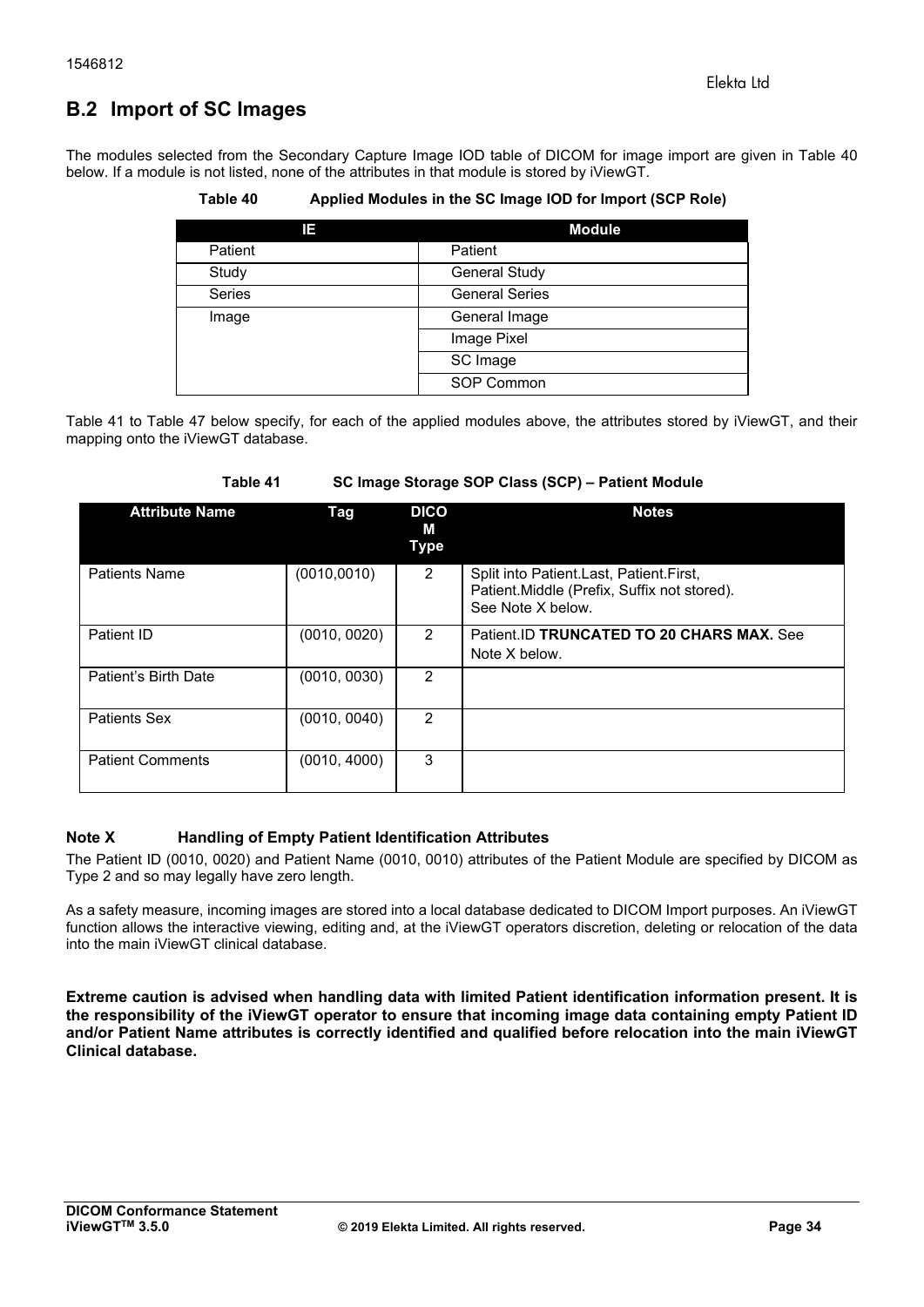## B.2 Import of SC Images

The modules selected from the Secondary Capture Image IOD table of DICOM for image import are given in Table 40 below. If a module is not listed, none of the attributes in that module is stored by iViewGT.

**Table 40 Applied Modules in the SC Image IOD for Import (SCP Role)**

| IE | Module |
|---|---|
| Patient | Patient |
| Study | General Study |
| Series | General Series |
| Image | General Image |
| | Image Pixel |
| | SC Image |
| | SOP Common |

Table 41 to Table 47 below specify, for each of the applied modules above, the attributes stored by iViewGT, and their mapping onto the iViewGT database.

**Table 41 SC Image Storage SOP Class (SCP) – Patient Module**

| Attribute Name | Tag | DICOM Type | Notes |
|---|---|---|---|
| Patients Name | (0010,0010) | 2 | Split into Patient.Last, Patient.First, Patient.Middle (Prefix, Suffix not stored). See Note X below. |
| Patient ID | (0010, 0020) | 2 | Patient.ID **TRUNCATED TO 20 CHARS MAX.** See Note X below. |
| Patient's Birth Date | (0010, 0030) | 2 | |
| Patients Sex | (0010, 0040) | 2 | |
| Patient Comments | (0010, 4000) | 3 | |

**Note X Handling of Empty Patient Identification Attributes**

The Patient ID (0010, 0020) and Patient Name (0010, 0010) attributes of the Patient Module are specified by DICOM as Type 2 and so may legally have zero length.

As a safety measure, incoming images are stored into a local database dedicated to DICOM Import purposes. An iViewGT function allows the interactive viewing, editing and, at the iViewGT operators discretion, deleting or relocation of the data into the main iViewGT clinical database.

**Extreme caution is advised when handling data with limited Patient identification information present. It is the responsibility of the iViewGT operator to ensure that incoming image data containing empty Patient ID and/or Patient Name attributes is correctly identified and qualified before relocation into the main iViewGT Clinical database.**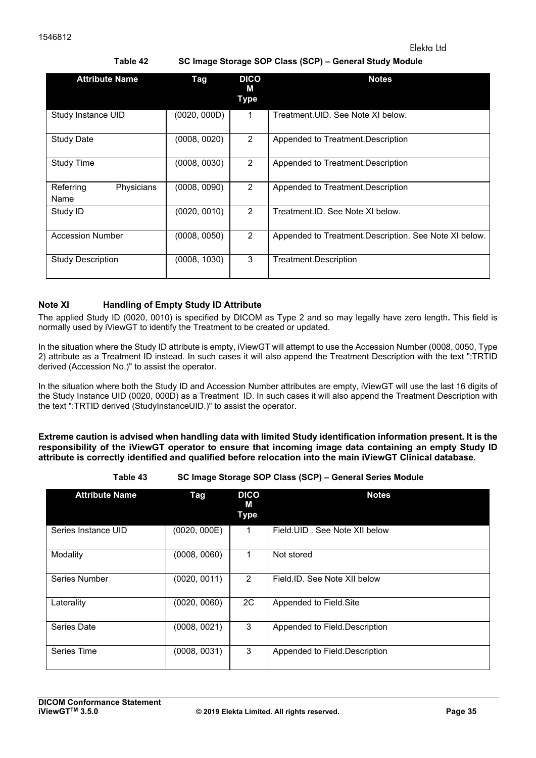**Table 42 SC Image Storage SOP Class (SCP) – General Study Module**

| Attribute Name | Tag | DICOM Type | Notes |
|---|---|---|---|
| Study Instance UID | (0020, 000D) | 1 | Treatment.UID. See Note XI below. |
| Study Date | (0008, 0020) | 2 | Appended to Treatment.Description |
| Study Time | (0008, 0030) | 2 | Appended to Treatment.Description |
| Referring Physicians Name | (0008, 0090) | 2 | Appended to Treatment.Description |
| Study ID | (0020, 0010) | 2 | Treatment.ID. See Note XI below. |
| Accession Number | (0008, 0050) | 2 | Appended to Treatment.Description. See Note XI below. |
| Study Description | (0008, 1030) | 3 | Treatment.Description |

**Note XI Handling of Empty Study ID Attribute**

The applied Study ID (0020, 0010) is specified by DICOM as Type 2 and so may legally have zero length**.** This field is normally used by iViewGT to identify the Treatment to be created or updated.

In the situation where the Study ID attribute is empty, iViewGT will attempt to use the Accession Number (0008, 0050, Type 2) attribute as a Treatment ID instead. In such cases it will also append the Treatment Description with the text ":TRTID derived (Accession No.)" to assist the operator.

In the situation where both the Study ID and Accession Number attributes are empty, iViewGT will use the last 16 digits of the Study Instance UID (0020, 000D) as a Treatment ID. In such cases it will also append the Treatment Description with the text ":TRTID derived (StudyInstanceUID.)" to assist the operator.

**Extreme caution is advised when handling data with limited Study identification information present. It is the responsibility of the iViewGT operator to ensure that incoming image data containing an empty Study ID attribute is correctly identified and qualified before relocation into the main iViewGT Clinical database.**

**Table 43 SC Image Storage SOP Class (SCP) – General Series Module**

| Attribute Name | Tag | DICOM Type | Notes |
|---|---|---|---|
| Series Instance UID | (0020, 000E) | 1 | Field.UID . See Note XII below |
| Modality | (0008, 0060) | 1 | Not stored |
| Series Number | (0020, 0011) | 2 | Field.ID. See Note XII below |
| Laterality | (0020, 0060) | 2C | Appended to Field.Site |
| Series Date | (0008, 0021) | 3 | Appended to Field.Description |
| Series Time | (0008, 0031) | 3 | Appended to Field.Description |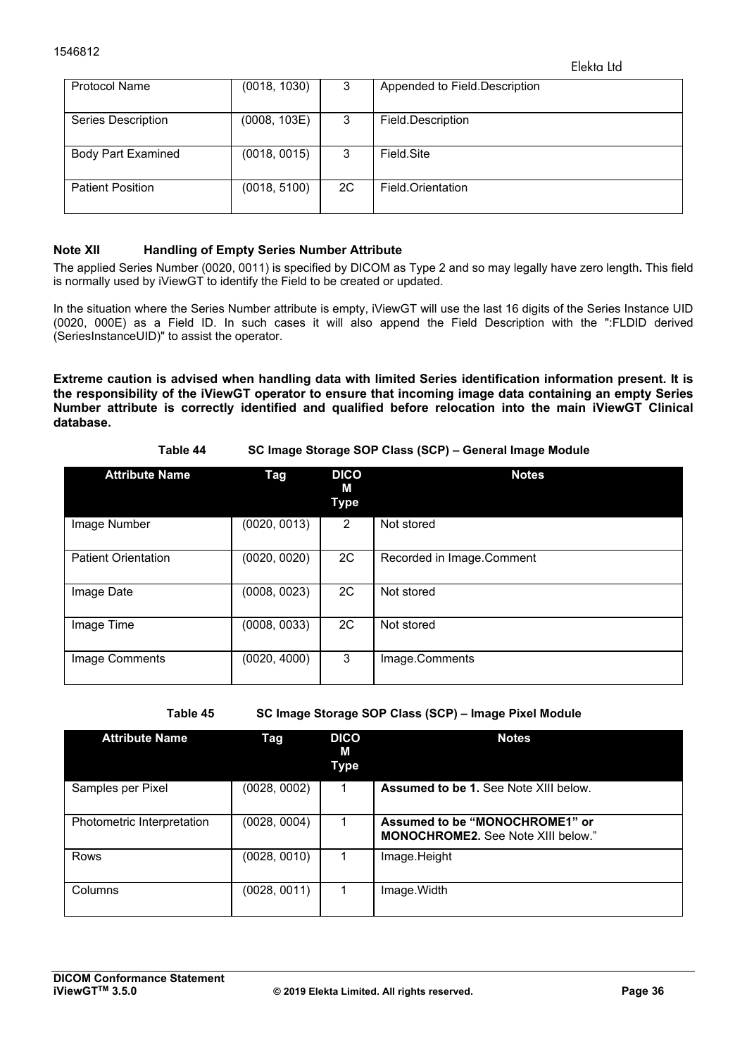| | | | |
|---|---|---|---|
| Protocol Name | (0018, 1030) | 3 | Appended to Field.Description |
| Series Description | (0008, 103E) | 3 | Field.Description |
| Body Part Examined | (0018, 0015) | 3 | Field.Site |
| Patient Position | (0018, 5100) | 2C | Field.Orientation |

**Note XII Handling of Empty Series Number Attribute**

The applied Series Number (0020, 0011) is specified by DICOM as Type 2 and so may legally have zero length**.** This field is normally used by iViewGT to identify the Field to be created or updated.

In the situation where the Series Number attribute is empty, iViewGT will use the last 16 digits of the Series Instance UID (0020, 000E) as a Field ID. In such cases it will also append the Field Description with the ":FLDID derived (SeriesInstanceUID)" to assist the operator.

**Extreme caution is advised when handling data with limited Series identification information present. It is the responsibility of the iViewGT operator to ensure that incoming image data containing an empty Series Number attribute is correctly identified and qualified before relocation into the main iViewGT Clinical database.**

**Table 44 SC Image Storage SOP Class (SCP) – General Image Module**

| Attribute Name | Tag | DICOM Type | Notes |
|---|---|---|---|
| Image Number | (0020, 0013) | 2 | Not stored |
| Patient Orientation | (0020, 0020) | 2C | Recorded in Image.Comment |
| Image Date | (0008, 0023) | 2C | Not stored |
| Image Time | (0008, 0033) | 2C | Not stored |
| Image Comments | (0020, 4000) | 3 | Image.Comments |

**Table 45 SC Image Storage SOP Class (SCP) – Image Pixel Module**

| Attribute Name | Tag | DICOM Type | Notes |
|---|---|---|---|
| Samples per Pixel | (0028, 0002) | 1 | **Assumed to be 1.** See Note XIII below. |
| Photometric Interpretation | (0028, 0004) | 1 | **Assumed to be "MONOCHROME1" or MONOCHROME2.** See Note XIII below." |
| Rows | (0028, 0010) | 1 | Image.Height |
| Columns | (0028, 0011) | 1 | Image.Width |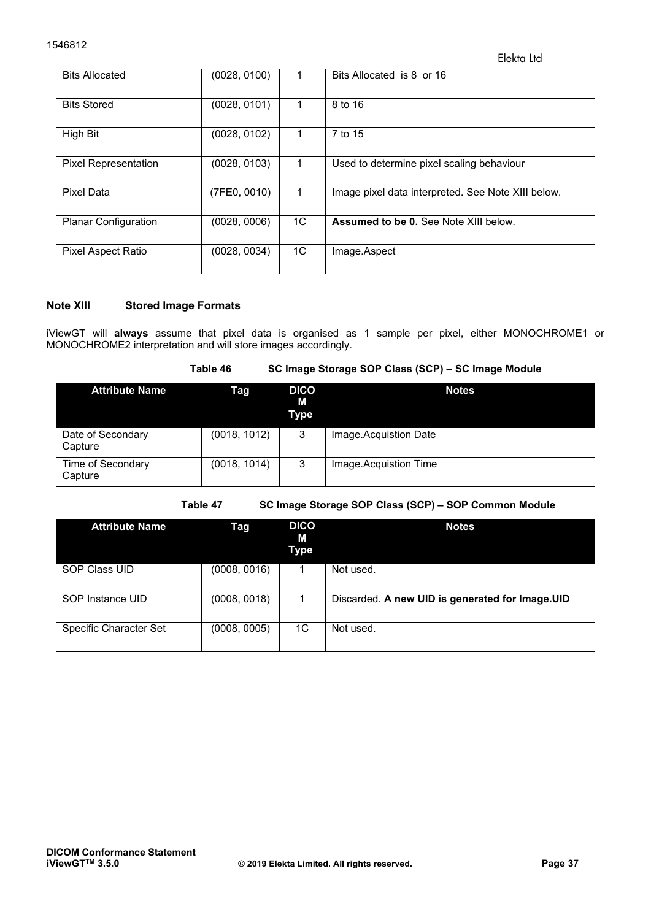| | | | |
|---|---|---|---|
| Bits Allocated | (0028, 0100) | 1 | Bits Allocated is 8 or 16 |
| Bits Stored | (0028, 0101) | 1 | 8 to 16 |
| High Bit | (0028, 0102) | 1 | 7 to 15 |
| Pixel Representation | (0028, 0103) | 1 | Used to determine pixel scaling behaviour |
| Pixel Data | (7FE0, 0010) | 1 | Image pixel data interpreted. See Note XIII below. |
| Planar Configuration | (0028, 0006) | 1C | **Assumed to be 0.** See Note XIII below. |
| Pixel Aspect Ratio | (0028, 0034) | 1C | Image.Aspect |

**Note XIII Stored Image Formats**

iViewGT will **always** assume that pixel data is organised as 1 sample per pixel, either MONOCHROME1 or MONOCHROME2 interpretation and will store images accordingly.

**Table 46 SC Image Storage SOP Class (SCP) – SC Image Module**

| Attribute Name | Tag | DICOM Type | Notes |
|---|---|---|---|
| Date of Secondary Capture | (0018, 1012) | 3 | Image.Acquistion Date |
| Time of Secondary Capture | (0018, 1014) | 3 | Image.Acquistion Time |

**Table 47 SC Image Storage SOP Class (SCP) – SOP Common Module**

| Attribute Name | Tag | DICOM Type | Notes |
|---|---|---|---|
| SOP Class UID | (0008, 0016) | 1 | Not used. |
| SOP Instance UID | (0008, 0018) | 1 | Discarded. **A new UID is generated for Image.UID** |
| Specific Character Set | (0008, 0005) | 1C | Not used. |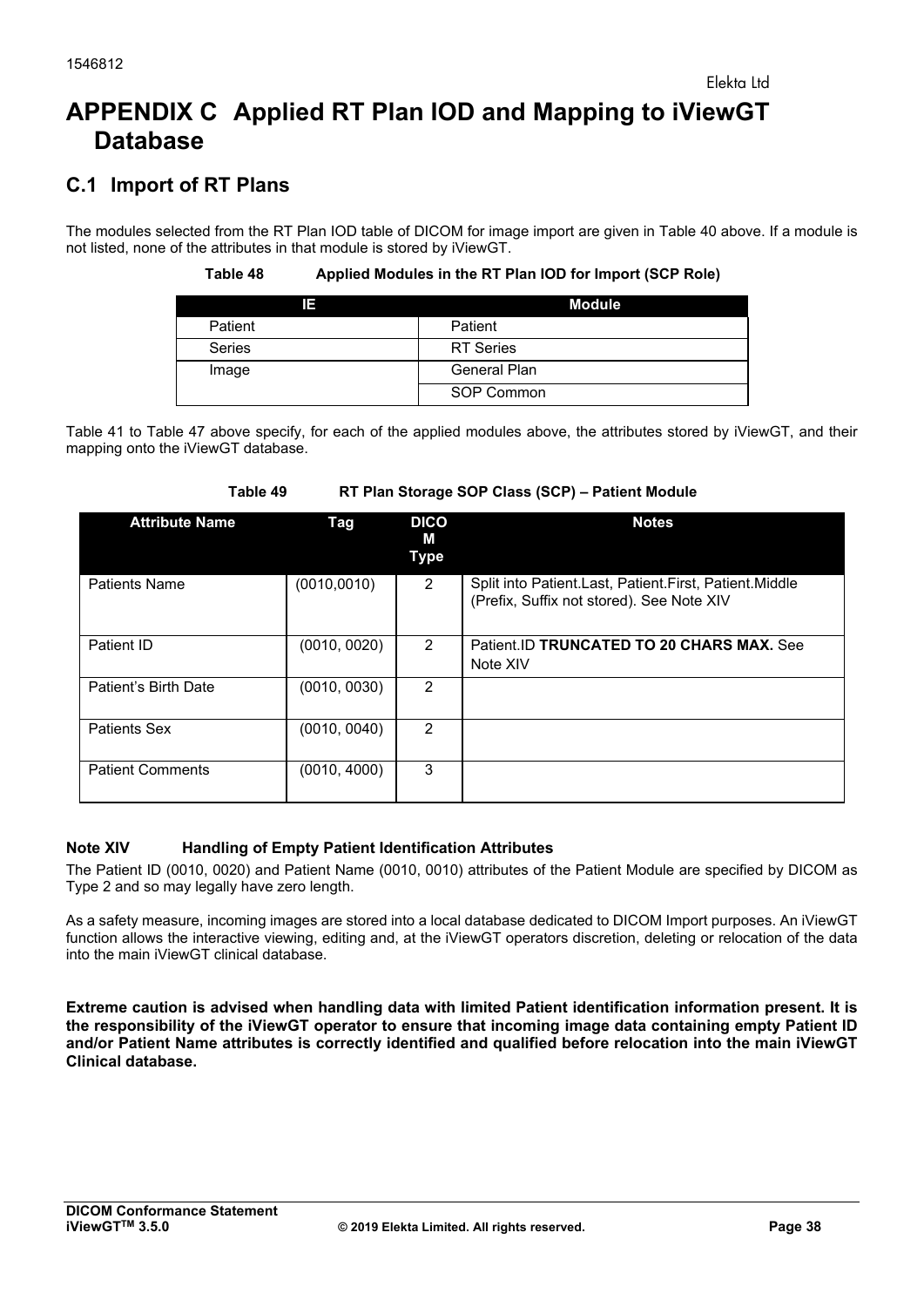# APPENDIX C Applied RT Plan IOD and Mapping to iViewGT Database

## C.1 Import of RT Plans

The modules selected from the RT Plan IOD table of DICOM for image import are given in Table 40 above. If a module is not listed, none of the attributes in that module is stored by iViewGT.

**Table 48 Applied Modules in the RT Plan IOD for Import (SCP Role)**

| IE | Module |
|---|---|
| Patient | Patient |
| Series | RT Series |
| Image | General Plan |
| | SOP Common |

Table 41 to Table 47 above specify, for each of the applied modules above, the attributes stored by iViewGT, and their mapping onto the iViewGT database.

**Table 49 RT Plan Storage SOP Class (SCP) – Patient Module**

| Attribute Name | Tag | DICOM Type | Notes |
|---|---|---|---|
| Patients Name | (0010,0010) | 2 | Split into Patient.Last, Patient.First, Patient.Middle (Prefix, Suffix not stored). See Note XIV |
| Patient ID | (0010, 0020) | 2 | Patient.ID **TRUNCATED TO 20 CHARS MAX.** See Note XIV |
| Patient's Birth Date | (0010, 0030) | 2 | |
| Patients Sex | (0010, 0040) | 2 | |
| Patient Comments | (0010, 4000) | 3 | |

**Note XIV Handling of Empty Patient Identification Attributes**

The Patient ID (0010, 0020) and Patient Name (0010, 0010) attributes of the Patient Module are specified by DICOM as Type 2 and so may legally have zero length.

As a safety measure, incoming images are stored into a local database dedicated to DICOM Import purposes. An iViewGT function allows the interactive viewing, editing and, at the iViewGT operators discretion, deleting or relocation of the data into the main iViewGT clinical database.

**Extreme caution is advised when handling data with limited Patient identification information present. It is the responsibility of the iViewGT operator to ensure that incoming image data containing empty Patient ID and/or Patient Name attributes is correctly identified and qualified before relocation into the main iViewGT Clinical database.**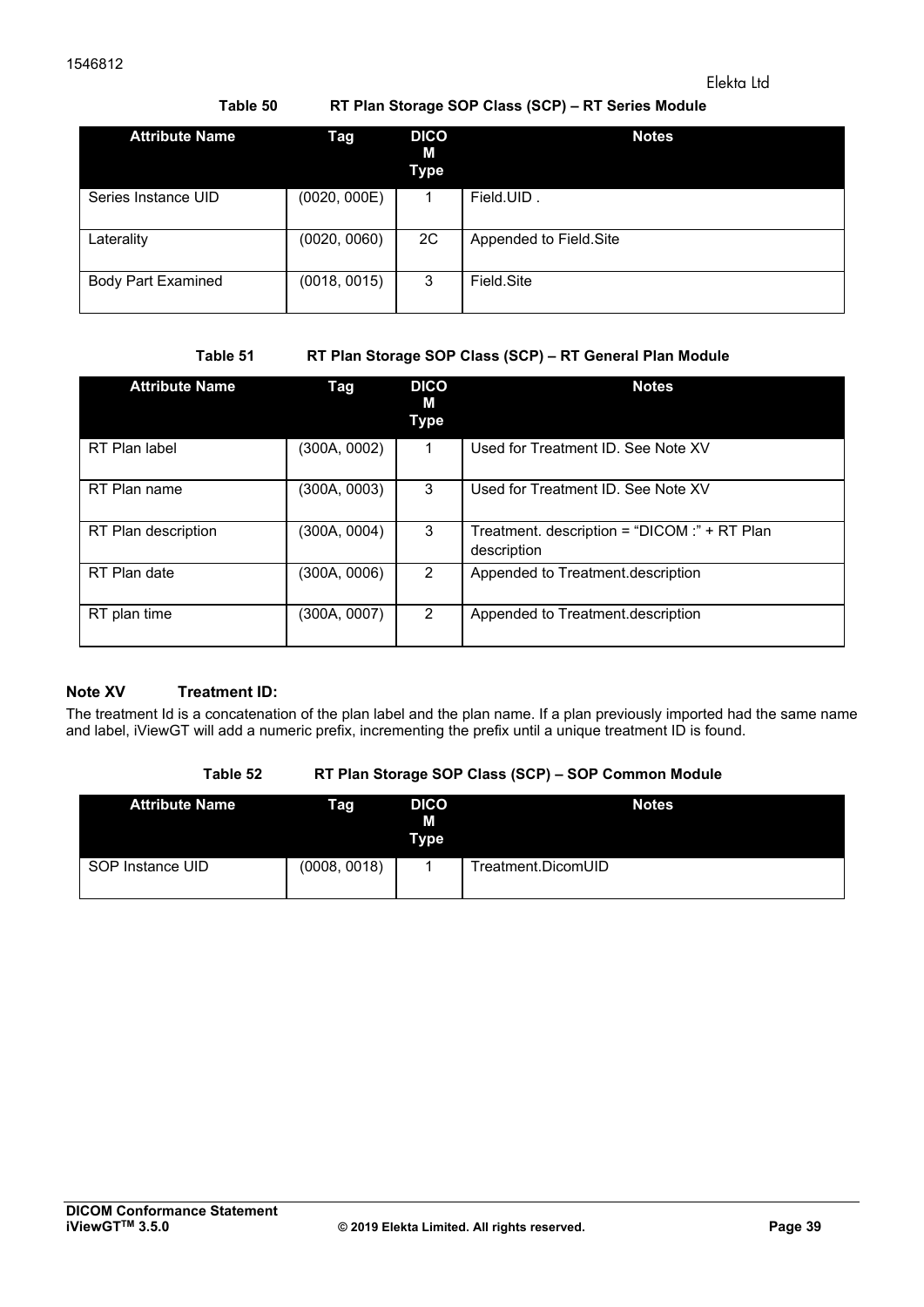Table 50 RT Plan Storage SOP Class (SCP) – RT Series Module

| Attribute Name | Tag | DICOM Type | Notes |
|---|---|---|---|
| Series Instance UID | (0020, 000E) | 1 | Field.UID . |
| Laterality | (0020, 0060) | 2C | Appended to Field.Site |
| Body Part Examined | (0018, 0015) | 3 | Field.Site |

Table 51 RT Plan Storage SOP Class (SCP) – RT General Plan Module

| Attribute Name | Tag | DICOM Type | Notes |
|---|---|---|---|
| RT Plan label | (300A, 0002) | 1 | Used for Treatment ID. See Note XV |
| RT Plan name | (300A, 0003) | 3 | Used for Treatment ID. See Note XV |
| RT Plan description | (300A, 0004) | 3 | Treatment. description = “DICOM :” + RT Plan description |
| RT Plan date | (300A, 0006) | 2 | Appended to Treatment.description |
| RT plan time | (300A, 0007) | 2 | Appended to Treatment.description |

**Note XV Treatment ID:**

The treatment Id is a concatenation of the plan label and the plan name. If a plan previously imported had the same name and label, iViewGT will add a numeric prefix, incrementing the prefix until a unique treatment ID is found.

Table 52 RT Plan Storage SOP Class (SCP) – SOP Common Module

| Attribute Name | Tag | DICOM Type | Notes |
|---|---|---|---|
| SOP Instance UID | (0008, 0018) | 1 | Treatment.DicomUID |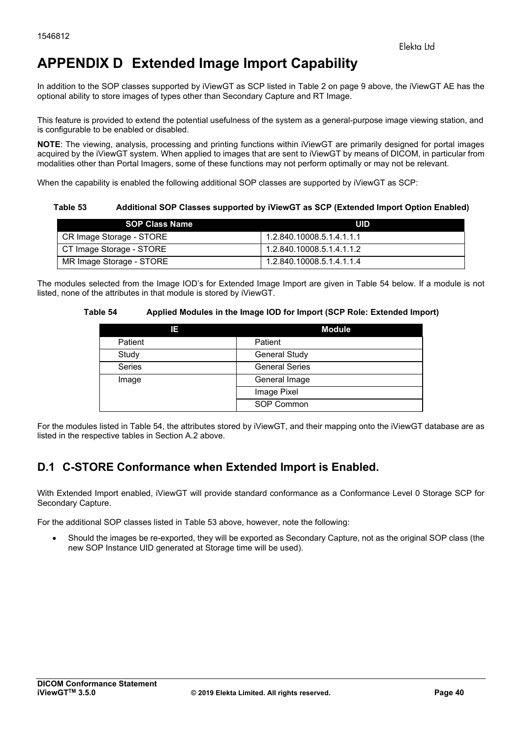# APPENDIX D Extended Image Import Capability

In addition to the SOP classes supported by iViewGT as SCP listed in Table 2 on page 9 above, the iViewGT AE has the optional ability to store images of types other than Secondary Capture and RT Image.

This feature is provided to extend the potential usefulness of the system as a general-purpose image viewing station, and is configurable to be enabled or disabled.

**NOTE**: The viewing, analysis, processing and printing functions within iViewGT are primarily designed for portal images acquired by the iViewGT system. When applied to images that are sent to iViewGT by means of DICOM, in particular from modalities other than Portal Imagers, some of these functions may not perform optimally or may not be relevant.

When the capability is enabled the following additional SOP classes are supported by iViewGT as SCP:

**Table 53 Additional SOP Classes supported by iViewGT as SCP (Extended Import Option Enabled)**

| SOP Class Name | UID |
|---|---|
| CR Image Storage - STORE | 1.2.840.10008.5.1.4.1.1.1 |
| CT Image Storage - STORE | 1.2.840.10008.5.1.4.1.1.2 |
| MR Image Storage - STORE | 1.2.840.10008.5.1.4.1.1.4 |

The modules selected from the Image IOD's for Extended Image Import are given in Table 54 below. If a module is not listed, none of the attributes in that module is stored by iViewGT.

**Table 54 Applied Modules in the Image IOD for Import (SCP Role: Extended Import)**

| IE | Module |
|---|---|
| Patient | Patient |
| Study | General Study |
| Series | General Series |
| Image | General Image |
| | Image Pixel |
| | SOP Common |

For the modules listed in Table 54, the attributes stored by iViewGT, and their mapping onto the iViewGT database are as listed in the respective tables in Section A.2 above.

## D.1 C-STORE Conformance when Extended Import is Enabled.

With Extended Import enabled, iViewGT will provide standard conformance as a Conformance Level 0 Storage SCP for Secondary Capture.

For the additional SOP classes listed in Table 53 above, however, note the following:

- Should the images be re-exported, they will be exported as Secondary Capture, not as the original SOP class (the new SOP Instance UID generated at Storage time will be used).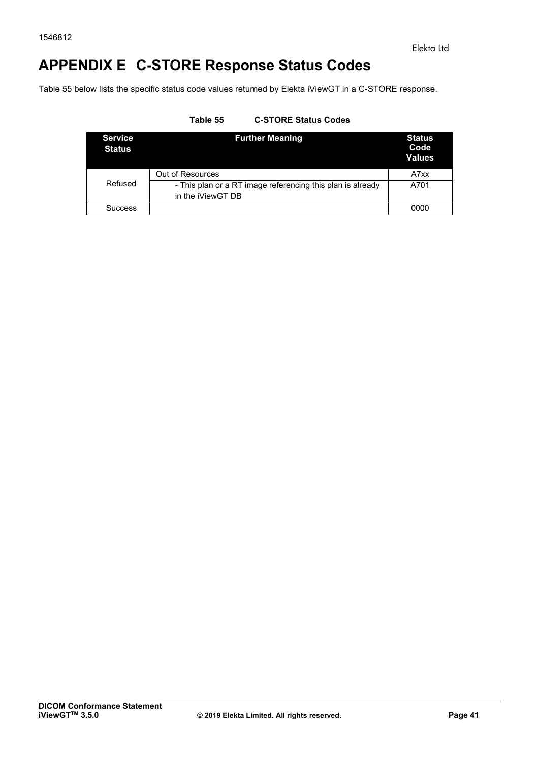# APPENDIX E C-STORE Response Status Codes

Table 55 below lists the specific status code values returned by Elekta iViewGT in a C-STORE response.

**Table 55 C-STORE Status Codes**

| Service Status | Further Meaning | Status Code Values |
|---|---|---|
| Refused | Out of Resources | A7xx |
| | - This plan or a RT image referencing this plan is already in the iViewGT DB | A701 |
| Success | | 0000 |